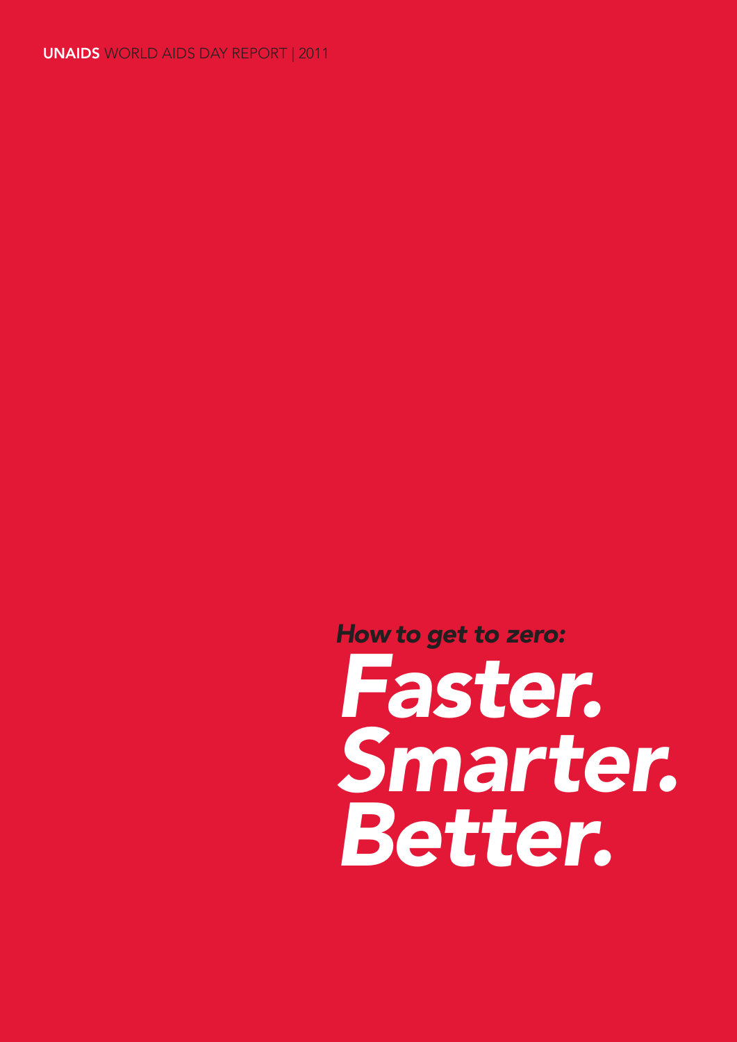**UNAIDS** WORLD AIDS DAY REPORT | 2011

## *How to get to zero:*

# *Faster. Smarter. Better.*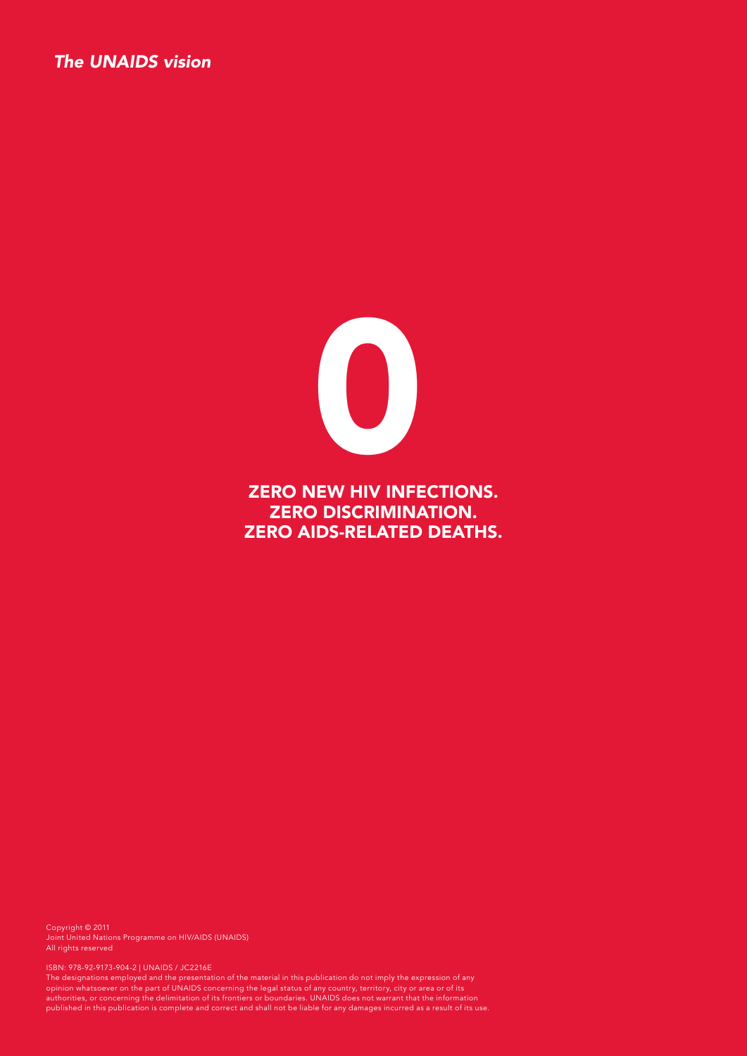*The UNAIDS vision*

# 0

## ZERO NEW HIV INFECTIONS.
## ZERO DISCRIMINATION.
## ZERO AIDS-RELATED DEATHS.

Copyright © 2011
Joint United Nations Programme on HIV/AIDS (UNAIDS)
All rights reserved

ISBN: 978-92-9173-904-2 | UNAIDS / JC2216E
The designations employed and the presentation of the material in this publication do not imply the expression of any opinion whatsoever on the part of UNAIDS concerning the legal status of any country, territory, city or area or of its authorities, or concerning the delimitation of its frontiers or boundaries. UNAIDS does not warrant that the information published in this publication is complete and correct and shall not be liable for any damages incurred as a result of its use.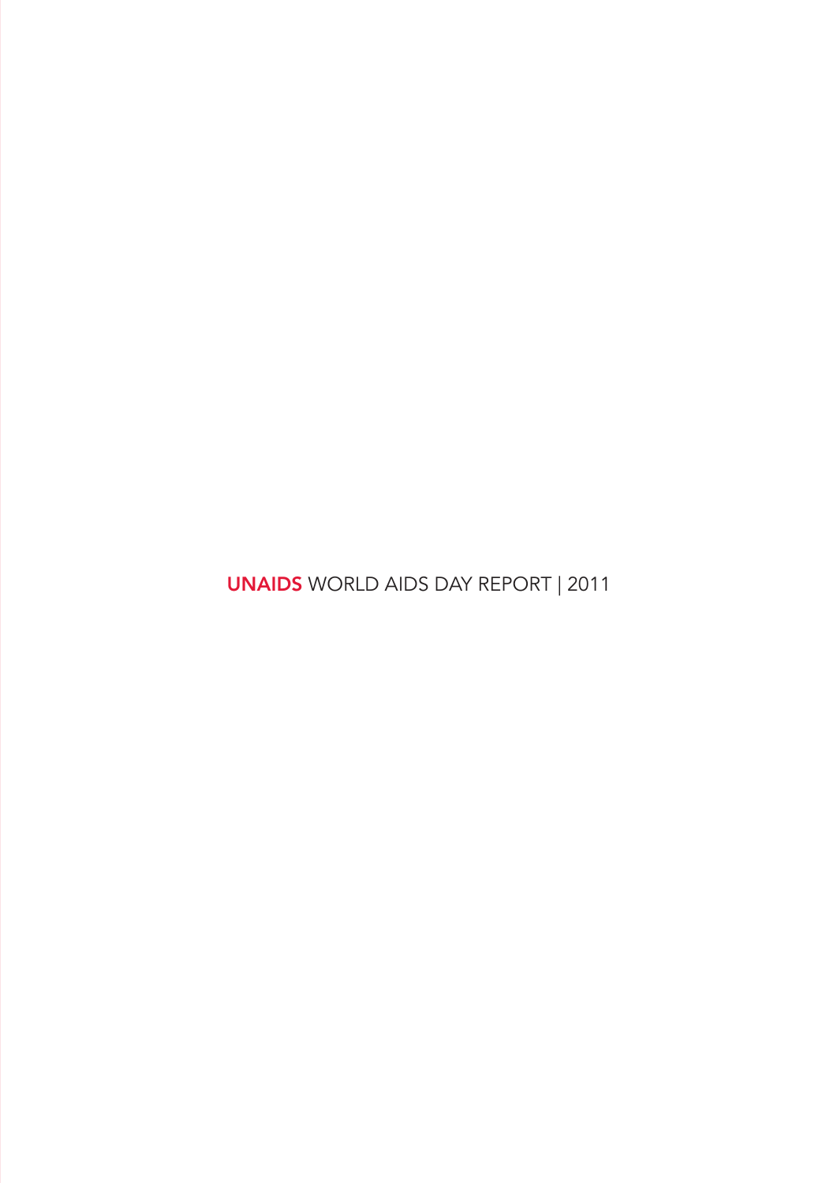**UNAIDS** WORLD AIDS DAY REPORT | 2011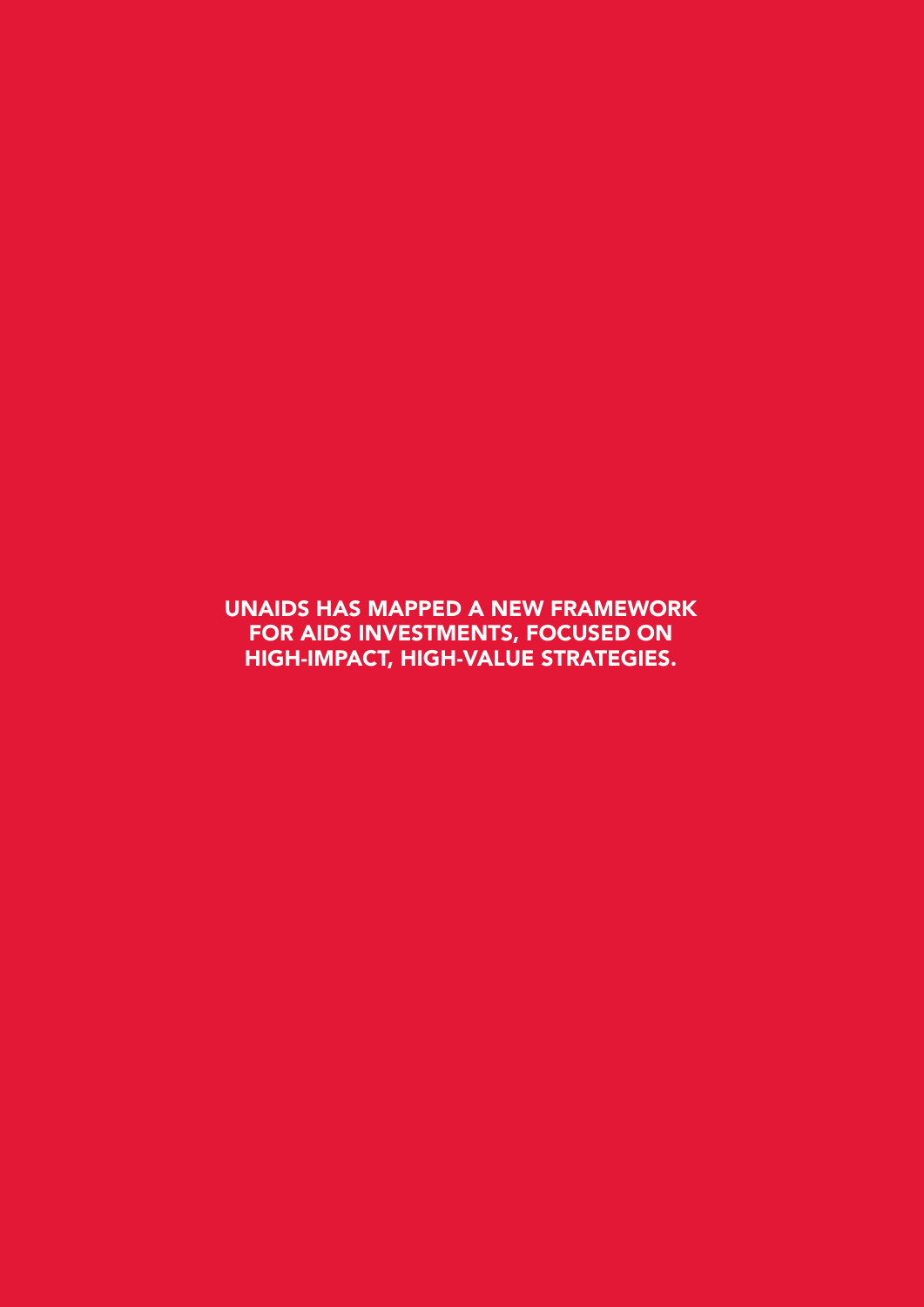**UNAIDS HAS MAPPED A NEW FRAMEWORK FOR AIDS INVESTMENTS, FOCUSED ON HIGH-IMPACT, HIGH-VALUE STRATEGIES.**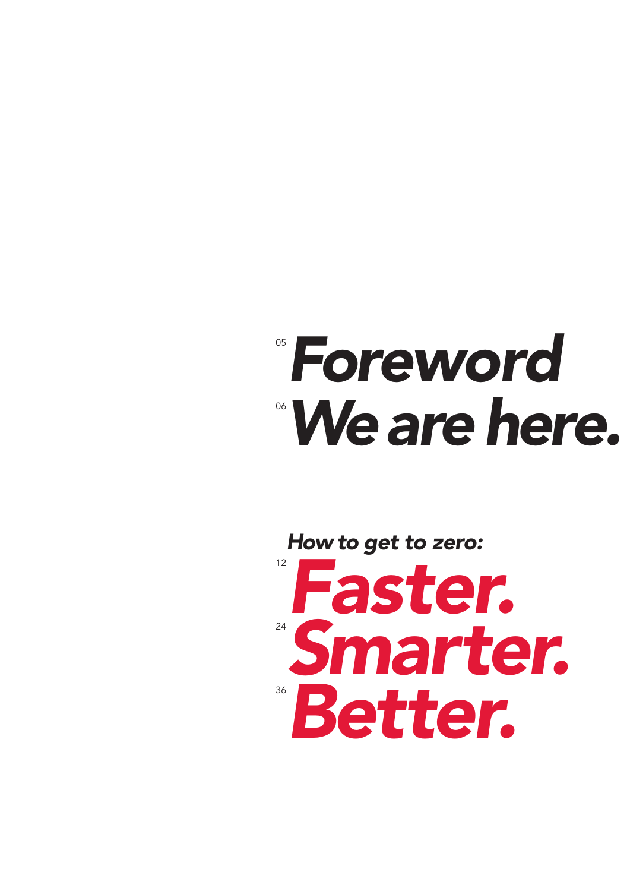05 ***Foreword***

06 ***We are here.***

***How to get to zero:***

12 ***Faster.***

24 ***Smarter.***

36 ***Better.***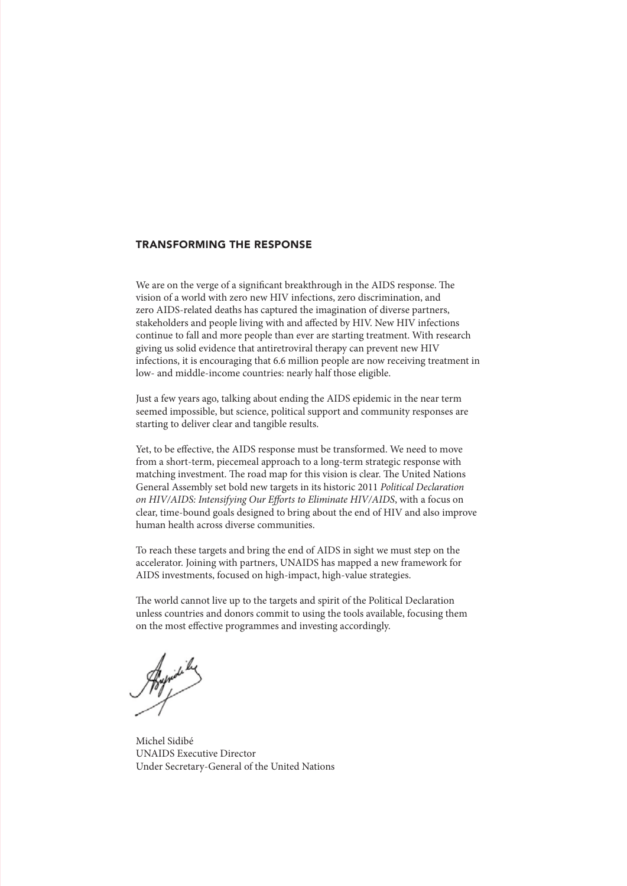## TRANSFORMING THE RESPONSE

We are on the verge of a significant breakthrough in the AIDS response. The vision of a world with zero new HIV infections, zero discrimination, and zero AIDS-related deaths has captured the imagination of diverse partners, stakeholders and people living with and affected by HIV. New HIV infections continue to fall and more people than ever are starting treatment. With research giving us solid evidence that antiretroviral therapy can prevent new HIV infections, it is encouraging that 6.6 million people are now receiving treatment in low- and middle-income countries: nearly half those eligible.

Just a few years ago, talking about ending the AIDS epidemic in the near term seemed impossible, but science, political support and community responses are starting to deliver clear and tangible results.

Yet, to be effective, the AIDS response must be transformed. We need to move from a short-term, piecemeal approach to a long-term strategic response with matching investment. The road map for this vision is clear. The United Nations General Assembly set bold new targets in its historic 2011 *Political Declaration on HIV/AIDS: Intensifying Our Efforts to Eliminate HIV/AIDS*, with a focus on clear, time-bound goals designed to bring about the end of HIV and also improve human health across diverse communities.

To reach these targets and bring the end of AIDS in sight we must step on the accelerator. Joining with partners, UNAIDS has mapped a new framework for AIDS investments, focused on high-impact, high-value strategies.

The world cannot live up to the targets and spirit of the Political Declaration unless countries and donors commit to using the tools available, focusing them on the most effective programmes and investing accordingly.

Michel Sidibé
UNAIDS Executive Director
Under Secretary-General of the United Nations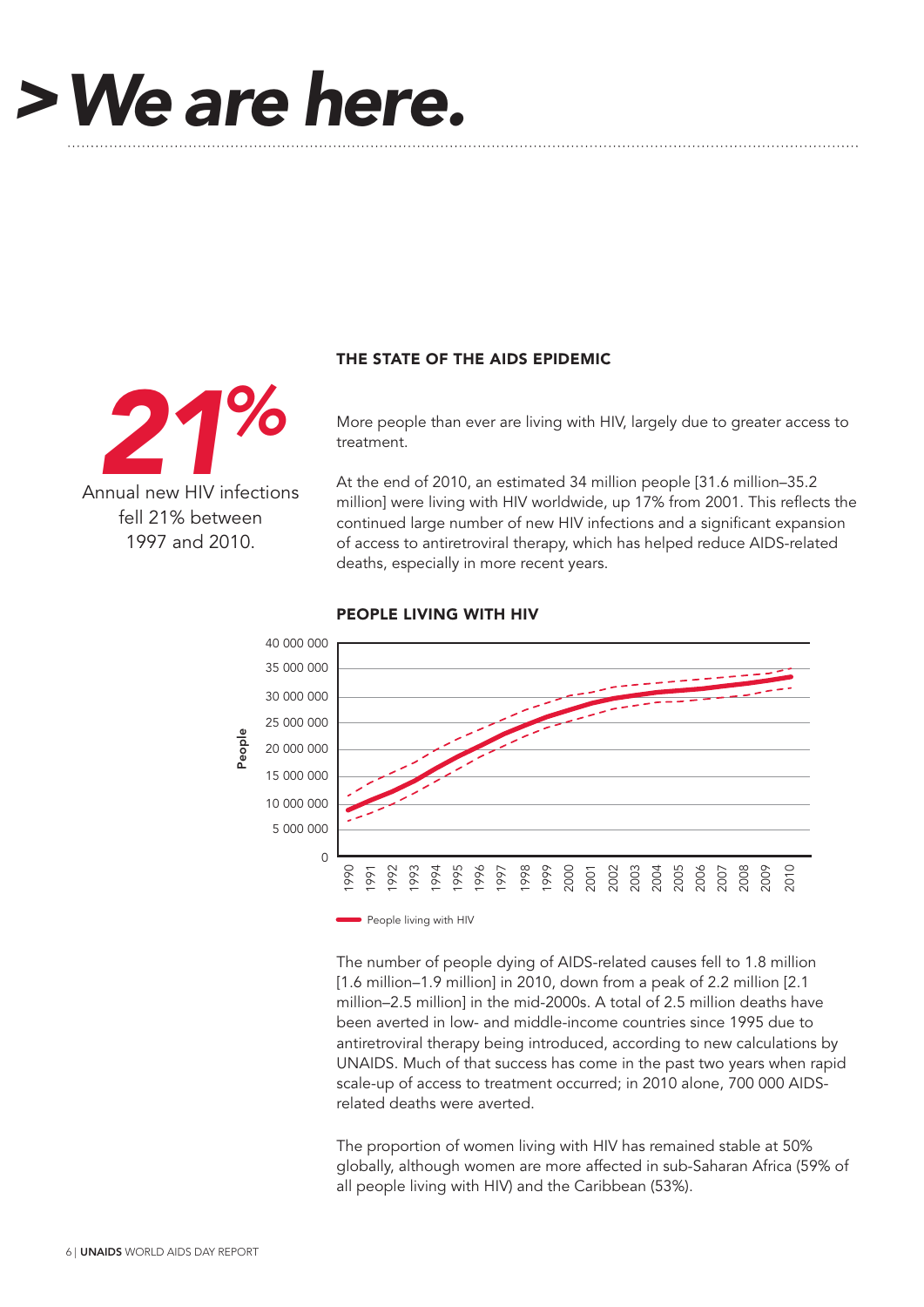# > We are here.

***21%***

Annual new HIV infections fell 21% between 1997 and 2010.

## THE STATE OF THE AIDS EPIDEMIC

More people than ever are living with HIV, largely due to greater access to treatment.

At the end of 2010, an estimated 34 million people [31.6 million–35.2 million] were living with HIV worldwide, up 17% from 2001. This reflects the continued large number of new HIV infections and a significant expansion of access to antiretroviral therapy, which has helped reduce AIDS-related deaths, especially in more recent years.

### PEOPLE LIVING WITH HIV

People

40 000 000
35 000 000
30 000 000
25 000 000
20 000 000
15 000 000
10 000 000
5 000 000
0

1990 1991 1992 1993 1994 1995 1996 1997 1998 1999 2000 2001 2002 2003 2004 2005 2006 2007 2008 2009 2010

People living with HIV

The number of people dying of AIDS-related causes fell to 1.8 million [1.6 million–1.9 million] in 2010, down from a peak of 2.2 million [2.1 million–2.5 million] in the mid-2000s. A total of 2.5 million deaths have been averted in low- and middle-income countries since 1995 due to antiretroviral therapy being introduced, according to new calculations by UNAIDS. Much of that success has come in the past two years when rapid scale-up of access to treatment occurred; in 2010 alone, 700 000 AIDS-related deaths were averted.

The proportion of women living with HIV has remained stable at 50% globally, although women are more affected in sub-Saharan Africa (59% of all people living with HIV) and the Caribbean (53%).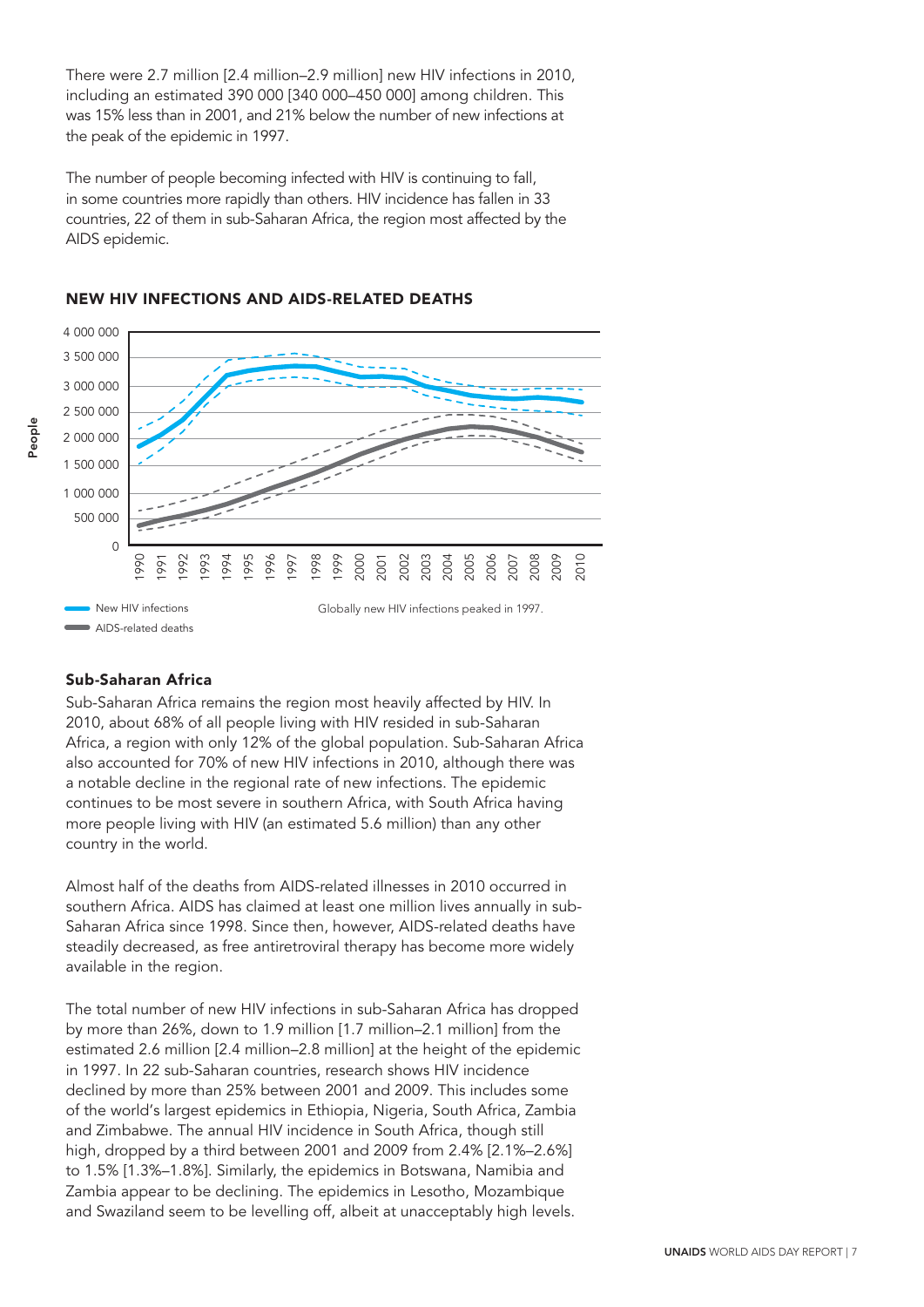There were 2.7 million [2.4 million–2.9 million] new HIV infections in 2010, including an estimated 390 000 [340 000–450 000] among children. This was 15% less than in 2001, and 21% below the number of new infections at the peak of the epidemic in 1997.

The number of people becoming infected with HIV is continuing to fall, in some countries more rapidly than others. HIV incidence has fallen in 33 countries, 22 of them in sub-Saharan Africa, the region most affected by the AIDS epidemic.

### NEW HIV INFECTIONS AND AIDS-RELATED DEATHS

People

4 000 000
3 500 000
3 000 000
2 500 000
2 000 000
1 500 000
1 000 000
500 000
0

1990 1991 1992 1993 1994 1995 1996 1997 1998 1999 2000 2001 2002 2003 2004 2005 2006 2007 2008 2009 2010

New HIV infections
AIDS-related deaths

Globally new HIV infections peaked in 1997.

## Sub-Saharan Africa

Sub-Saharan Africa remains the region most heavily affected by HIV. In 2010, about 68% of all people living with HIV resided in sub-Saharan Africa, a region with only 12% of the global population. Sub-Saharan Africa also accounted for 70% of new HIV infections in 2010, although there was a notable decline in the regional rate of new infections. The epidemic continues to be most severe in southern Africa, with South Africa having more people living with HIV (an estimated 5.6 million) than any other country in the world.

Almost half of the deaths from AIDS-related illnesses in 2010 occurred in southern Africa. AIDS has claimed at least one million lives annually in sub-Saharan Africa since 1998. Since then, however, AIDS-related deaths have steadily decreased, as free antiretroviral therapy has become more widely available in the region.

The total number of new HIV infections in sub-Saharan Africa has dropped by more than 26%, down to 1.9 million [1.7 million–2.1 million] from the estimated 2.6 million [2.4 million–2.8 million] at the height of the epidemic in 1997. In 22 sub-Saharan countries, research shows HIV incidence declined by more than 25% between 2001 and 2009. This includes some of the world's largest epidemics in Ethiopia, Nigeria, South Africa, Zambia and Zimbabwe. The annual HIV incidence in South Africa, though still high, dropped by a third between 2001 and 2009 from 2.4% [2.1%–2.6%] to 1.5% [1.3%–1.8%]. Similarly, the epidemics in Botswana, Namibia and Zambia appear to be declining. The epidemics in Lesotho, Mozambique and Swaziland seem to be levelling off, albeit at unacceptably high levels.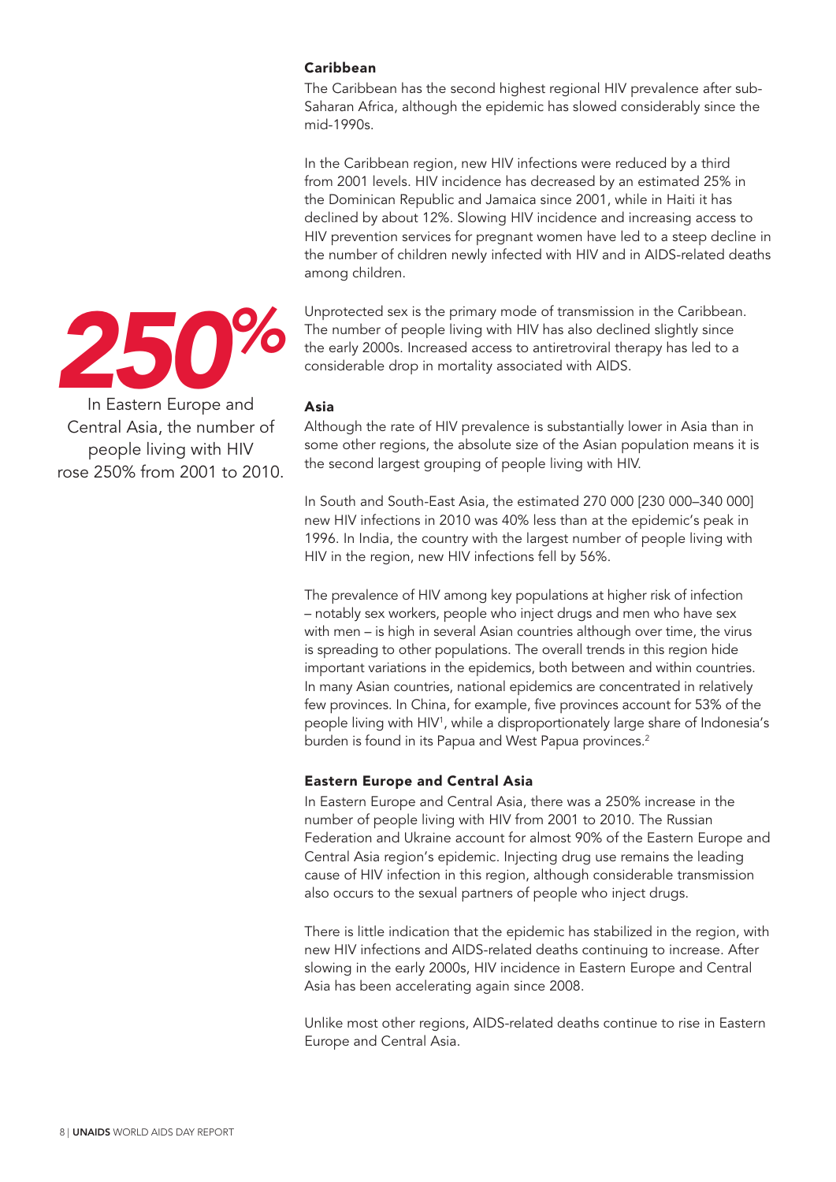### Caribbean

The Caribbean has the second highest regional HIV prevalence after sub-Saharan Africa, although the epidemic has slowed considerably since the mid-1990s.

In the Caribbean region, new HIV infections were reduced by a third from 2001 levels. HIV incidence has decreased by an estimated 25% in the Dominican Republic and Jamaica since 2001, while in Haiti it has declined by about 12%. Slowing HIV incidence and increasing access to HIV prevention services for pregnant women have led to a steep decline in the number of children newly infected with HIV and in AIDS-related deaths among children.

**250%**

In Eastern Europe and Central Asia, the number of people living with HIV rose 250% from 2001 to 2010.

Unprotected sex is the primary mode of transmission in the Caribbean. The number of people living with HIV has also declined slightly since the early 2000s. Increased access to antiretroviral therapy has led to a considerable drop in mortality associated with AIDS.

### Asia

Although the rate of HIV prevalence is substantially lower in Asia than in some other regions, the absolute size of the Asian population means it is the second largest grouping of people living with HIV.

In South and South-East Asia, the estimated 270 000 [230 000–340 000] new HIV infections in 2010 was 40% less than at the epidemic's peak in 1996. In India, the country with the largest number of people living with HIV in the region, new HIV infections fell by 56%.

The prevalence of HIV among key populations at higher risk of infection – notably sex workers, people who inject drugs and men who have sex with men – is high in several Asian countries although over time, the virus is spreading to other populations. The overall trends in this region hide important variations in the epidemics, both between and within countries. In many Asian countries, national epidemics are concentrated in relatively few provinces. In China, for example, five provinces account for 53% of the people living with HIV[1], while a disproportionately large share of Indonesia's burden is found in its Papua and West Papua provinces.[2]

### Eastern Europe and Central Asia

In Eastern Europe and Central Asia, there was a 250% increase in the number of people living with HIV from 2001 to 2010. The Russian Federation and Ukraine account for almost 90% of the Eastern Europe and Central Asia region's epidemic. Injecting drug use remains the leading cause of HIV infection in this region, although considerable transmission also occurs to the sexual partners of people who inject drugs.

There is little indication that the epidemic has stabilized in the region, with new HIV infections and AIDS-related deaths continuing to increase. After slowing in the early 2000s, HIV incidence in Eastern Europe and Central Asia has been accelerating again since 2008.

Unlike most other regions, AIDS-related deaths continue to rise in Eastern Europe and Central Asia.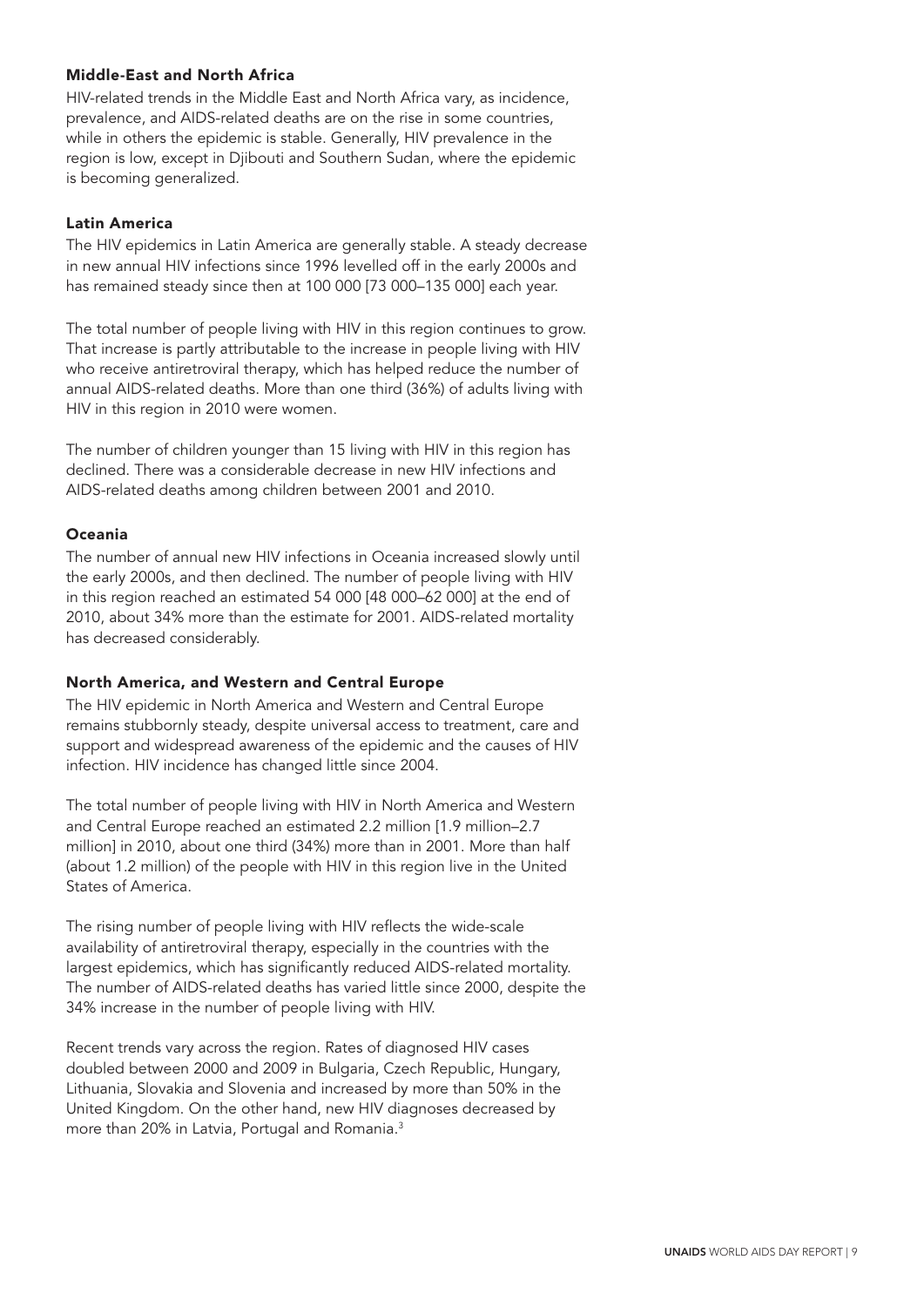### Middle-East and North Africa

HIV-related trends in the Middle East and North Africa vary, as incidence, prevalence, and AIDS-related deaths are on the rise in some countries, while in others the epidemic is stable. Generally, HIV prevalence in the region is low, except in Djibouti and Southern Sudan, where the epidemic is becoming generalized.

### Latin America

The HIV epidemics in Latin America are generally stable. A steady decrease in new annual HIV infections since 1996 levelled off in the early 2000s and has remained steady since then at 100 000 [73 000–135 000] each year.

The total number of people living with HIV in this region continues to grow. That increase is partly attributable to the increase in people living with HIV who receive antiretroviral therapy, which has helped reduce the number of annual AIDS-related deaths. More than one third (36%) of adults living with HIV in this region in 2010 were women.

The number of children younger than 15 living with HIV in this region has declined. There was a considerable decrease in new HIV infections and AIDS-related deaths among children between 2001 and 2010.

### Oceania

The number of annual new HIV infections in Oceania increased slowly until the early 2000s, and then declined. The number of people living with HIV in this region reached an estimated 54 000 [48 000–62 000] at the end of 2010, about 34% more than the estimate for 2001. AIDS-related mortality has decreased considerably.

### North America, and Western and Central Europe

The HIV epidemic in North America and Western and Central Europe remains stubbornly steady, despite universal access to treatment, care and support and widespread awareness of the epidemic and the causes of HIV infection. HIV incidence has changed little since 2004.

The total number of people living with HIV in North America and Western and Central Europe reached an estimated 2.2 million [1.9 million–2.7 million] in 2010, about one third (34%) more than in 2001. More than half (about 1.2 million) of the people with HIV in this region live in the United States of America.

The rising number of people living with HIV reflects the wide-scale availability of antiretroviral therapy, especially in the countries with the largest epidemics, which has significantly reduced AIDS-related mortality. The number of AIDS-related deaths has varied little since 2000, despite the 34% increase in the number of people living with HIV.

Recent trends vary across the region. Rates of diagnosed HIV cases doubled between 2000 and 2009 in Bulgaria, Czech Republic, Hungary, Lithuania, Slovakia and Slovenia and increased by more than 50% in the United Kingdom. On the other hand, new HIV diagnoses decreased by more than 20% in Latvia, Portugal and Romania.[3]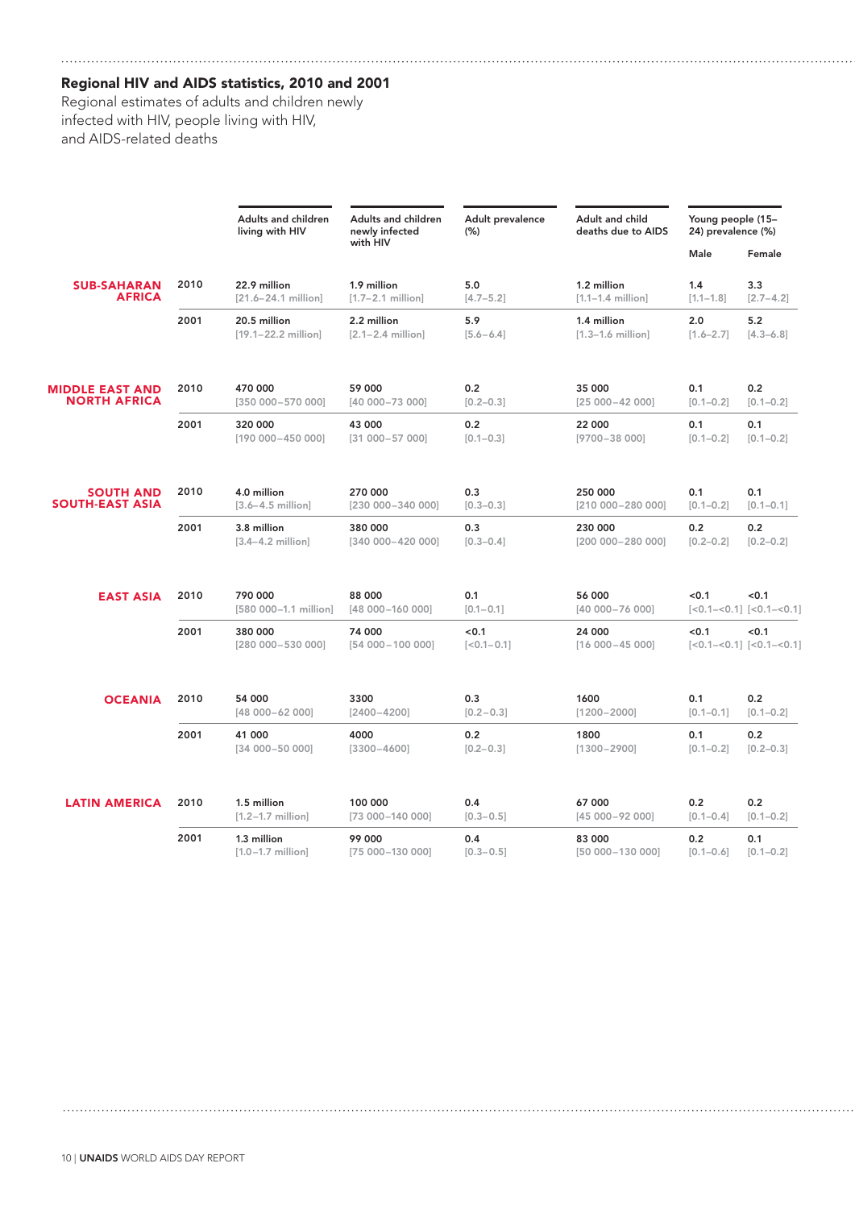## Regional HIV and AIDS statistics, 2010 and 2001

Regional estimates of adults and children newly infected with HIV, people living with HIV, and AIDS-related deaths

| Region | Year | Adults and children living with HIV | Adults and children newly infected with HIV | Adult prevalence (%) | Adult and child deaths due to AIDS | Young people (15–24) prevalence (%) | |
|---|---|---|---|---|---|---|---|
| | | | | | | Male | Female |
| SUB-SAHARAN AFRICA | 2010 | 22.9 million [21.6–24.1 million] | 1.9 million [1.7–2.1 million] | 5.0 [4.7–5.2] | 1.2 million [1.1–1.4 million] | 1.4 [1.1–1.8] | 3.3 [2.7–4.2] |
| | 2001 | 20.5 million [19.1–22.2 million] | 2.2 million [2.1–2.4 million] | 5.9 [5.6–6.4] | 1.4 million [1.3–1.6 million] | 2.0 [1.6–2.7] | 5.2 [4.3–6.8] |
| MIDDLE EAST AND NORTH AFRICA | 2010 | 470 000 [350 000–570 000] | 59 000 [40 000–73 000] | 0.2 [0.2–0.3] | 35 000 [25 000–42 000] | 0.1 [0.1–0.2] | 0.2 [0.1–0.2] |
| | 2001 | 320 000 [190 000–450 000] | 43 000 [31 000–57 000] | 0.2 [0.1–0.3] | 22 000 [9700–38 000] | 0.1 [0.1–0.2] | 0.1 [0.1–0.2] |
| SOUTH AND SOUTH-EAST ASIA | 2010 | 4.0 million [3.6–4.5 million] | 270 000 [230 000–340 000] | 0.3 [0.3–0.3] | 250 000 [210 000–280 000] | 0.1 [0.1–0.2] | 0.1 [0.1–0.1] |
| | 2001 | 3.8 million [3.4–4.2 million] | 380 000 [340 000–420 000] | 0.3 [0.3–0.4] | 230 000 [200 000–280 000] | 0.2 [0.2–0.2] | 0.2 [0.2–0.2] |
| EAST ASIA | 2010 | 790 000 [580 000–1.1 million] | 88 000 [48 000–160 000] | 0.1 [0.1–0.1] | 56 000 [40 000–76 000] | <0.1 [<0.1–<0.1] | <0.1 [<0.1–<0.1] |
| | 2001 | 380 000 [280 000–530 000] | 74 000 [54 000–100 000] | <0.1 [<0.1–0.1] | 24 000 [16 000–45 000] | <0.1 [<0.1–<0.1] | <0.1 [<0.1–<0.1] |
| OCEANIA | 2010 | 54 000 [48 000–62 000] | 3300 [2400–4200] | 0.3 [0.2–0.3] | 1600 [1200–2000] | 0.1 [0.1–0.1] | 0.2 [0.1–0.2] |
| | 2001 | 41 000 [34 000–50 000] | 4000 [3300–4600] | 0.2 [0.2–0.3] | 1800 [1300–2900] | 0.1 [0.1–0.2] | 0.2 [0.2–0.3] |
| LATIN AMERICA | 2010 | 1.5 million [1.2–1.7 million] | 100 000 [73 000–140 000] | 0.4 [0.3–0.5] | 67 000 [45 000–92 000] | 0.2 [0.1–0.4] | 0.2 [0.1–0.2] |
| | 2001 | 1.3 million [1.0–1.7 million] | 99 000 [75 000–130 000] | 0.4 [0.3–0.5] | 83 000 [50 000–130 000] | 0.2 [0.1–0.6] | 0.1 [0.1–0.2] |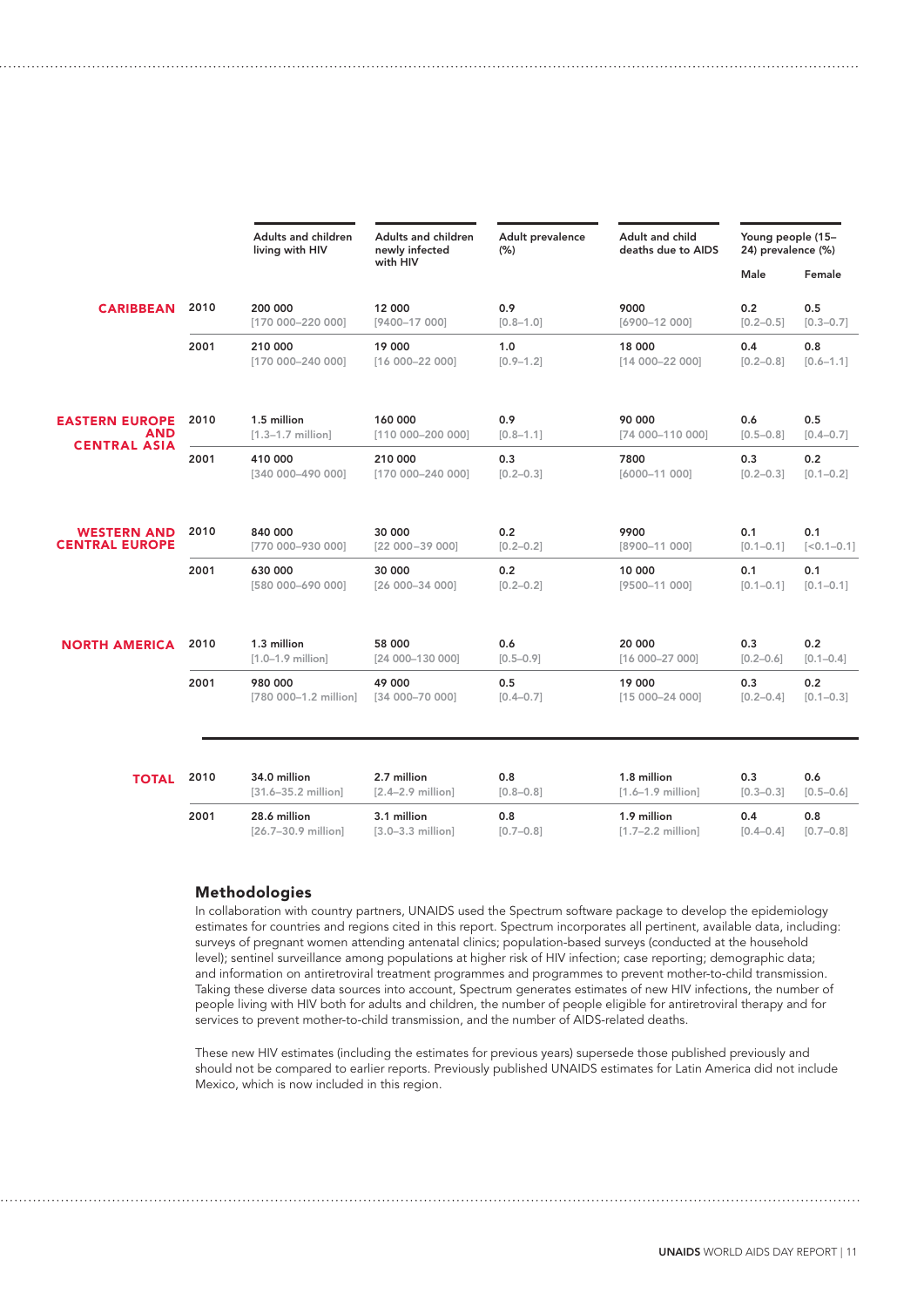| | | Adults and children living with HIV | Adults and children newly infected with HIV | Adult prevalence (%) | Adult and child deaths due to AIDS | Young people (15–24) prevalence (%) | |
|---|---|---|---|---|---|---|---|
| | | | | | | Male | Female |
| **CARIBBEAN** | 2010 | 200 000 [170 000–220 000] | 12 000 [9400–17 000] | 0.9 [0.8–1.0] | 9000 [6900–12 000] | 0.2 [0.2–0.5] | 0.5 [0.3–0.7] |
| | 2001 | 210 000 [170 000–240 000] | 19 000 [16 000–22 000] | 1.0 [0.9–1.2] | 18 000 [14 000–22 000] | 0.4 [0.2–0.8] | 0.8 [0.6–1.1] |
| **EASTERN EUROPE AND CENTRAL ASIA** | 2010 | 1.5 million [1.3–1.7 million] | 160 000 [110 000–200 000] | 0.9 [0.8–1.1] | 90 000 [74 000–110 000] | 0.6 [0.5–0.8] | 0.5 [0.4–0.7] |
| | 2001 | 410 000 [340 000–490 000] | 210 000 [170 000–240 000] | 0.3 [0.2–0.3] | 7800 [6000–11 000] | 0.3 [0.2–0.3] | 0.2 [0.1–0.2] |
| **WESTERN AND CENTRAL EUROPE** | 2010 | 840 000 [770 000–930 000] | 30 000 [22 000–39 000] | 0.2 [0.2–0.2] | 9900 [8900–11 000] | 0.1 [0.1–0.1] | 0.1 [<0.1–0.1] |
| | 2001 | 630 000 [580 000–690 000] | 30 000 [26 000–34 000] | 0.2 [0.2–0.2] | 10 000 [9500–11 000] | 0.1 [0.1–0.1] | 0.1 [0.1–0.1] |
| **NORTH AMERICA** | 2010 | 1.3 million [1.0–1.9 million] | 58 000 [24 000–130 000] | 0.6 [0.5–0.9] | 20 000 [16 000–27 000] | 0.3 [0.2–0.6] | 0.2 [0.1–0.4] |
| | 2001 | 980 000 [780 000–1.2 million] | 49 000 [34 000–70 000] | 0.5 [0.4–0.7] | 19 000 [15 000–24 000] | 0.3 [0.2–0.4] | 0.2 [0.1–0.3] |
| **TOTAL** | 2010 | 34.0 million [31.6–35.2 million] | 2.7 million [2.4–2.9 million] | 0.8 [0.8–0.8] | 1.8 million [1.6–1.9 million] | 0.3 [0.3–0.3] | 0.6 [0.5–0.6] |
| | 2001 | 28.6 million [26.7–30.9 million] | 3.1 million [3.0–3.3 million] | 0.8 [0.7–0.8] | 1.9 million [1.7–2.2 million] | 0.4 [0.4–0.4] | 0.8 [0.7–0.8] |

## Methodologies

In collaboration with country partners, UNAIDS used the Spectrum software package to develop the epidemiology estimates for countries and regions cited in this report. Spectrum incorporates all pertinent, available data, including: surveys of pregnant women attending antenatal clinics; population-based surveys (conducted at the household level); sentinel surveillance among populations at higher risk of HIV infection; case reporting; demographic data; and information on antiretroviral treatment programmes and programmes to prevent mother-to-child transmission. Taking these diverse data sources into account, Spectrum generates estimates of new HIV infections, the number of people living with HIV both for adults and children, the number of people eligible for antiretroviral therapy and for services to prevent mother-to-child transmission, and the number of AIDS-related deaths.

These new HIV estimates (including the estimates for previous years) supersede those published previously and should not be compared to earlier reports. Previously published UNAIDS estimates for Latin America did not include Mexico, which is now included in this region.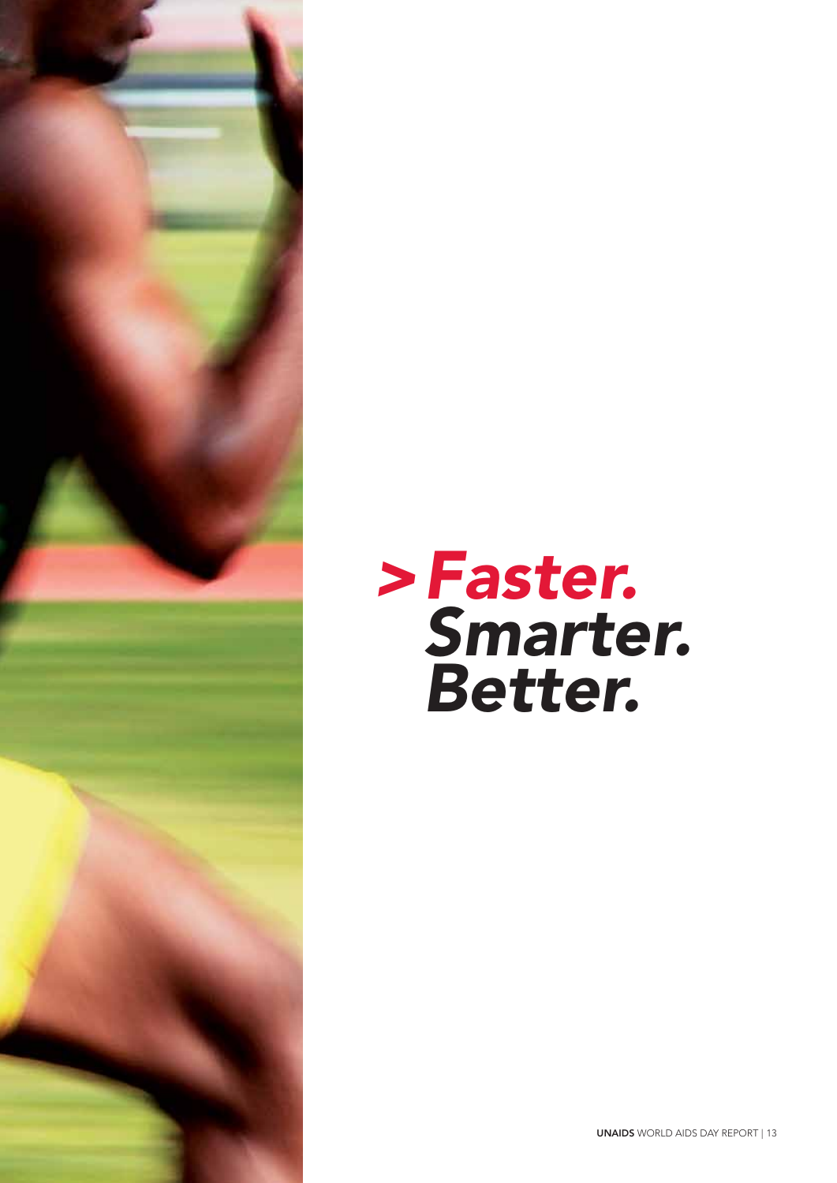# > *Faster. Smarter. Better.*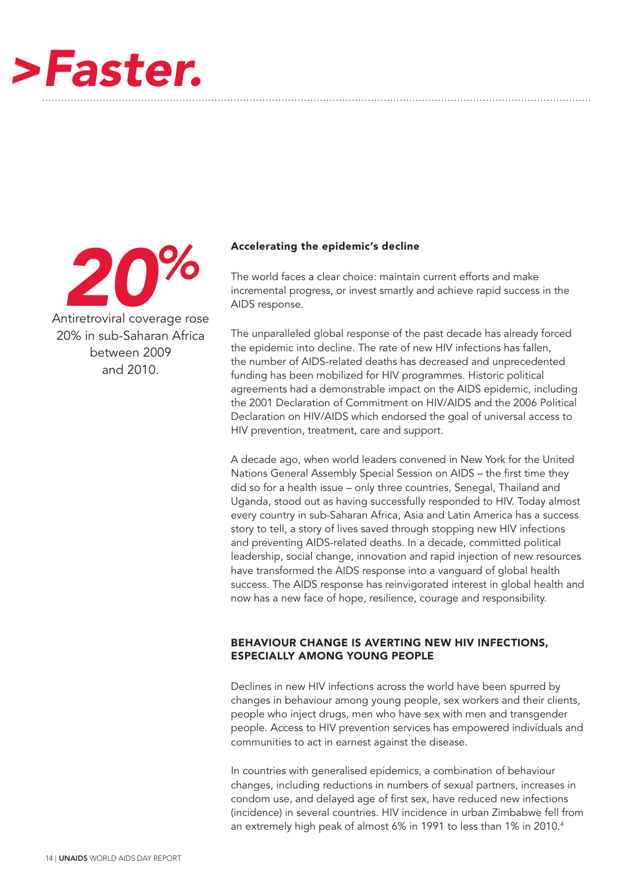# >Faster.

**20%**

Antiretroviral coverage rose 20% in sub-Saharan Africa between 2009 and 2010.

### Accelerating the epidemic's decline

The world faces a clear choice: maintain current efforts and make incremental progress, or invest smartly and achieve rapid success in the AIDS response.

The unparalleled global response of the past decade has already forced the epidemic into decline. The rate of new HIV infections has fallen, the number of AIDS-related deaths has decreased and unprecedented funding has been mobilized for HIV programmes. Historic political agreements had a demonstrable impact on the AIDS epidemic, including the 2001 Declaration of Commitment on HIV/AIDS and the 2006 Political Declaration on HIV/AIDS which endorsed the goal of universal access to HIV prevention, treatment, care and support.

A decade ago, when world leaders convened in New York for the United Nations General Assembly Special Session on AIDS – the first time they did so for a health issue – only three countries, Senegal, Thailand and Uganda, stood out as having successfully responded to HIV. Today almost every country in sub-Saharan Africa, Asia and Latin America has a success story to tell, a story of lives saved through stopping new HIV infections and preventing AIDS-related deaths. In a decade, committed political leadership, social change, innovation and rapid injection of new resources have transformed the AIDS response into a vanguard of global health success. The AIDS response has reinvigorated interest in global health and now has a new face of hope, resilience, courage and responsibility.

### BEHAVIOUR CHANGE IS AVERTING NEW HIV INFECTIONS, ESPECIALLY AMONG YOUNG PEOPLE

Declines in new HIV infections across the world have been spurred by changes in behaviour among young people, sex workers and their clients, people who inject drugs, men who have sex with men and transgender people. Access to HIV prevention services has empowered individuals and communities to act in earnest against the disease.

In countries with generalised epidemics, a combination of behaviour changes, including reductions in numbers of sexual partners, increases in condom use, and delayed age of first sex, have reduced new infections (incidence) in several countries. HIV incidence in urban Zimbabwe fell from an extremely high peak of almost 6% in 1991 to less than 1% in 2010.[4]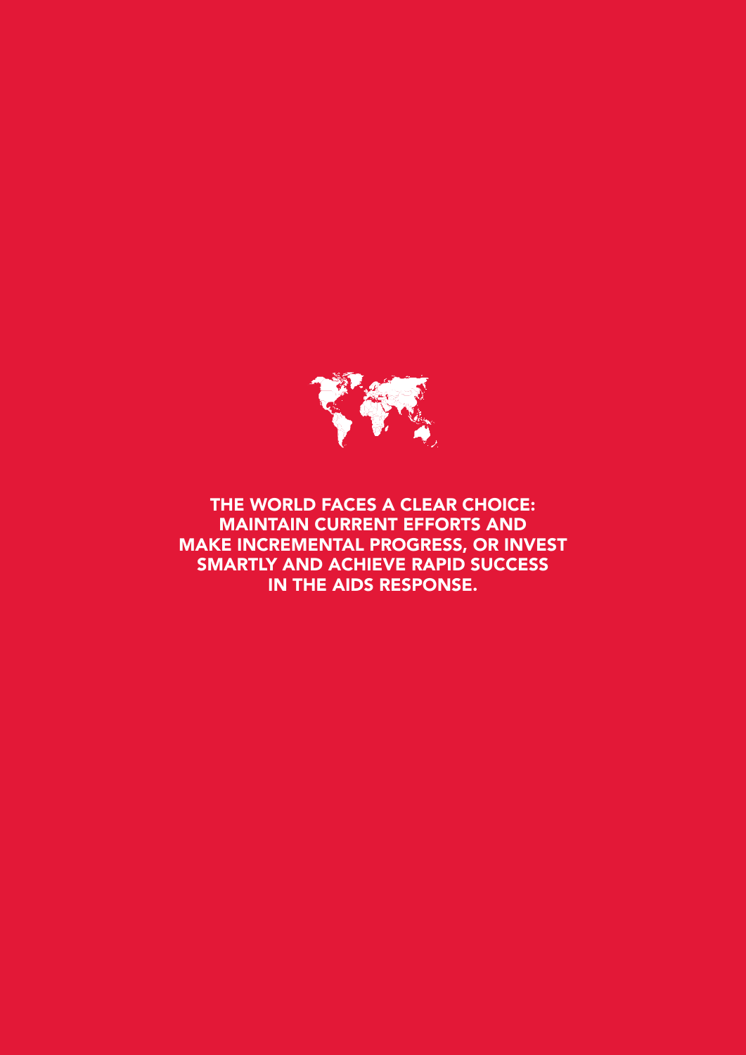**THE WORLD FACES A CLEAR CHOICE: MAINTAIN CURRENT EFFORTS AND MAKE INCREMENTAL PROGRESS, OR INVEST SMARTLY AND ACHIEVE RAPID SUCCESS IN THE AIDS RESPONSE.**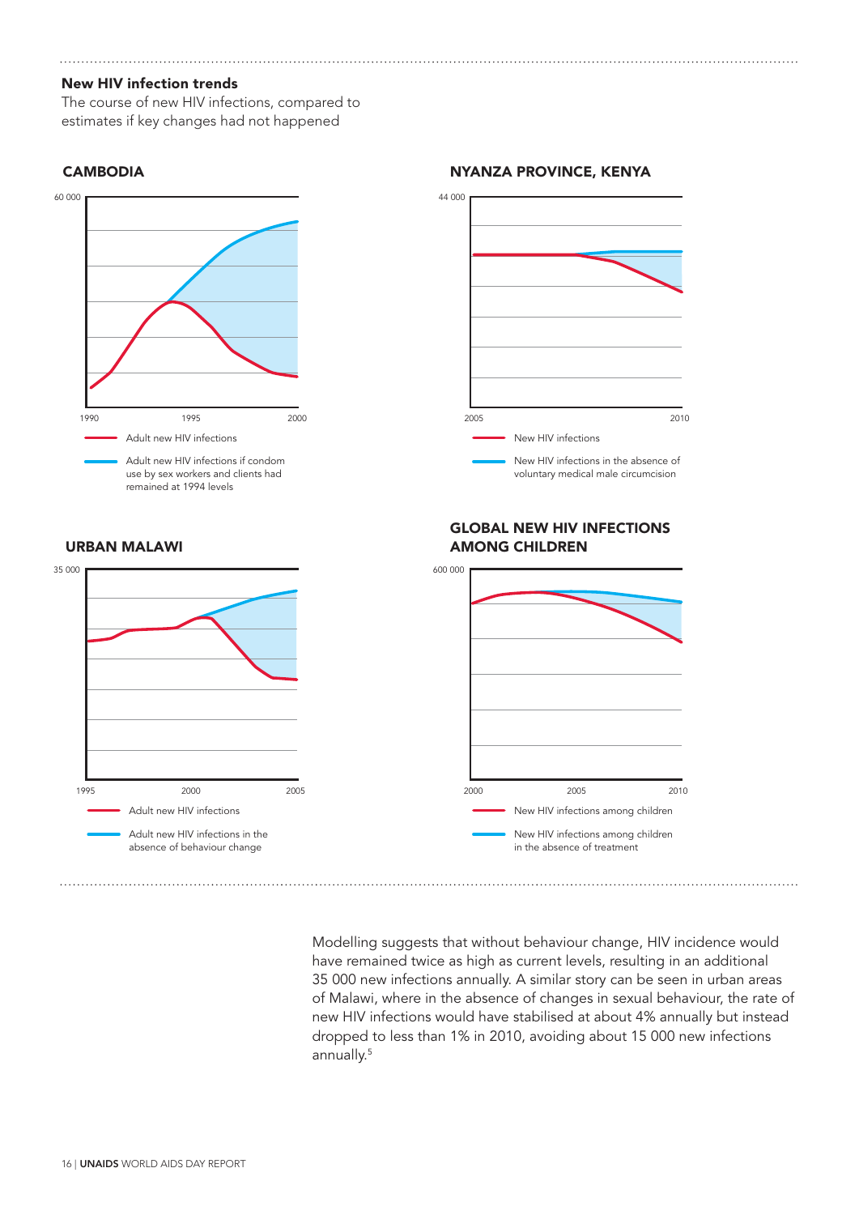**New HIV infection trends**

The course of new HIV infections, compared to estimates if key changes had not happened

**CAMBODIA**

60 000

1990 1995 2000

Adult new HIV infections

Adult new HIV infections if condom use by sex workers and clients had remained at 1994 levels

**NYANZA PROVINCE, KENYA**

44 000

2005 2010

New HIV infections

New HIV infections in the absence of voluntary medical male circumcision

**URBAN MALAWI**

35 000

1995 2000 2005

Adult new HIV infections

Adult new HIV infections in the absence of behaviour change

**GLOBAL NEW HIV INFECTIONS AMONG CHILDREN**

600 000

2000 2005 2010

New HIV infections among children

New HIV infections among children in the absence of treatment

Modelling suggests that without behaviour change, HIV incidence would have remained twice as high as current levels, resulting in an additional 35 000 new infections annually. A similar story can be seen in urban areas of Malawi, where in the absence of changes in sexual behaviour, the rate of new HIV infections would have stabilised at about 4% annually but instead dropped to less than 1% in 2010, avoiding about 15 000 new infections annually.[5]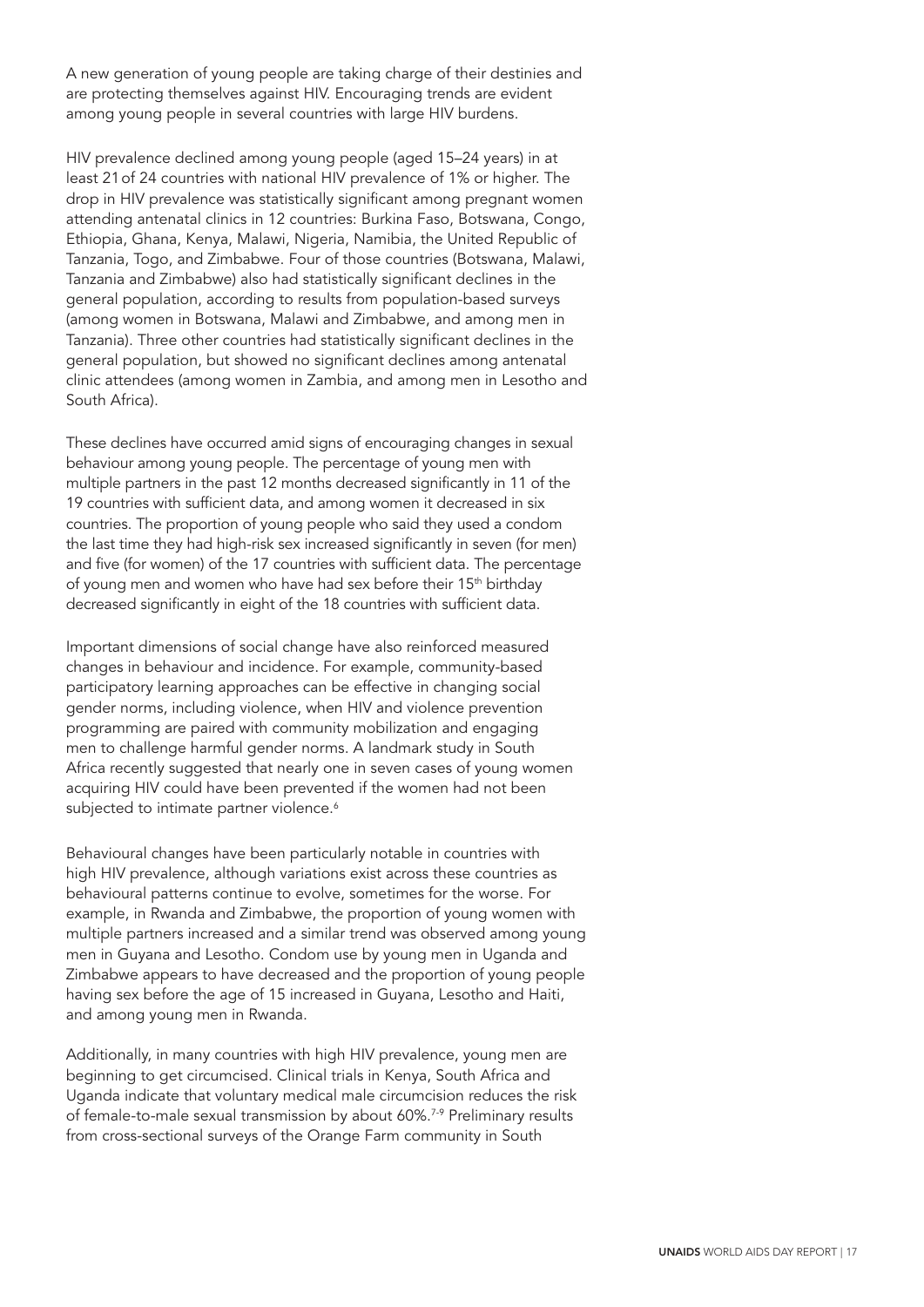A new generation of young people are taking charge of their destinies and are protecting themselves against HIV. Encouraging trends are evident among young people in several countries with large HIV burdens.

HIV prevalence declined among young people (aged 15–24 years) in at least 21 of 24 countries with national HIV prevalence of 1% or higher. The drop in HIV prevalence was statistically significant among pregnant women attending antenatal clinics in 12 countries: Burkina Faso, Botswana, Congo, Ethiopia, Ghana, Kenya, Malawi, Nigeria, Namibia, the United Republic of Tanzania, Togo, and Zimbabwe. Four of those countries (Botswana, Malawi, Tanzania and Zimbabwe) also had statistically significant declines in the general population, according to results from population-based surveys (among women in Botswana, Malawi and Zimbabwe, and among men in Tanzania). Three other countries had statistically significant declines in the general population, but showed no significant declines among antenatal clinic attendees (among women in Zambia, and among men in Lesotho and South Africa).

These declines have occurred amid signs of encouraging changes in sexual behaviour among young people. The percentage of young men with multiple partners in the past 12 months decreased significantly in 11 of the 19 countries with sufficient data, and among women it decreased in six countries. The proportion of young people who said they used a condom the last time they had high-risk sex increased significantly in seven (for men) and five (for women) of the 17 countries with sufficient data. The percentage of young men and women who have had sex before their 15th birthday decreased significantly in eight of the 18 countries with sufficient data.

Important dimensions of social change have also reinforced measured changes in behaviour and incidence. For example, community-based participatory learning approaches can be effective in changing social gender norms, including violence, when HIV and violence prevention programming are paired with community mobilization and engaging men to challenge harmful gender norms. A landmark study in South Africa recently suggested that nearly one in seven cases of young women acquiring HIV could have been prevented if the women had not been subjected to intimate partner violence.[6]

Behavioural changes have been particularly notable in countries with high HIV prevalence, although variations exist across these countries as behavioural patterns continue to evolve, sometimes for the worse. For example, in Rwanda and Zimbabwe, the proportion of young women with multiple partners increased and a similar trend was observed among young men in Guyana and Lesotho. Condom use by young men in Uganda and Zimbabwe appears to have decreased and the proportion of young people having sex before the age of 15 increased in Guyana, Lesotho and Haiti, and among young men in Rwanda.

Additionally, in many countries with high HIV prevalence, young men are beginning to get circumcised. Clinical trials in Kenya, South Africa and Uganda indicate that voluntary medical male circumcision reduces the risk of female-to-male sexual transmission by about 60%.[7-9] Preliminary results from cross-sectional surveys of the Orange Farm community in South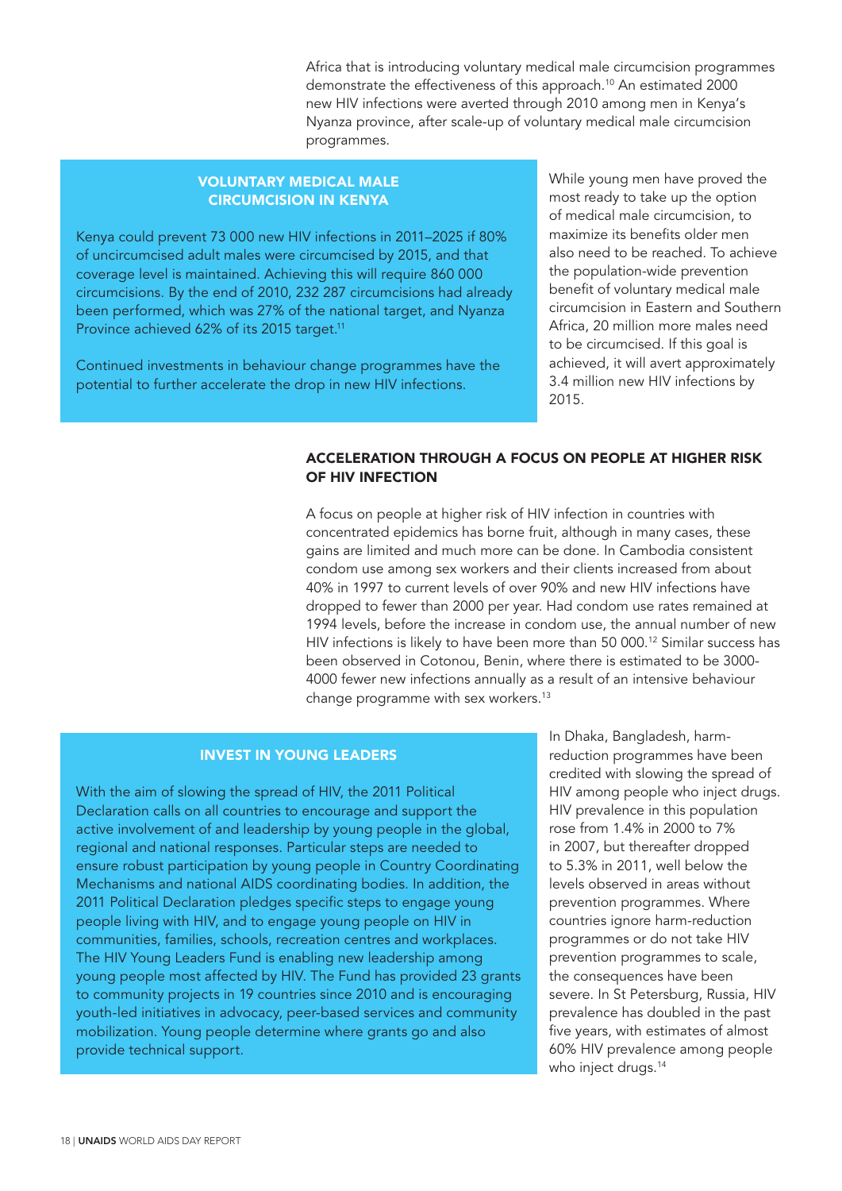Africa that is introducing voluntary medical male circumcision programmes demonstrate the effectiveness of this approach.[10] An estimated 2000 new HIV infections were averted through 2010 among men in Kenya's Nyanza province, after scale-up of voluntary medical male circumcision programmes.

### VOLUNTARY MEDICAL MALE CIRCUMCISION IN KENYA

Kenya could prevent 73 000 new HIV infections in 2011–2025 if 80% of uncircumcised adult males were circumcised by 2015, and that coverage level is maintained. Achieving this will require 860 000 circumcisions. By the end of 2010, 232 287 circumcisions had already been performed, which was 27% of the national target, and Nyanza Province achieved 62% of its 2015 target.[11]

Continued investments in behaviour change programmes have the potential to further accelerate the drop in new HIV infections.

While young men have proved the most ready to take up the option of medical male circumcision, to maximize its benefits older men also need to be reached. To achieve the population-wide prevention benefit of voluntary medical male circumcision in Eastern and Southern Africa, 20 million more males need to be circumcised. If this goal is achieved, it will avert approximately 3.4 million new HIV infections by 2015.

## ACCELERATION THROUGH A FOCUS ON PEOPLE AT HIGHER RISK OF HIV INFECTION

A focus on people at higher risk of HIV infection in countries with concentrated epidemics has borne fruit, although in many cases, these gains are limited and much more can be done. In Cambodia consistent condom use among sex workers and their clients increased from about 40% in 1997 to current levels of over 90% and new HIV infections have dropped to fewer than 2000 per year. Had condom use rates remained at 1994 levels, before the increase in condom use, the annual number of new HIV infections is likely to have been more than 50 000.[12] Similar success has been observed in Cotonou, Benin, where there is estimated to be 3000-4000 fewer new infections annually as a result of an intensive behaviour change programme with sex workers.[13]

### INVEST IN YOUNG LEADERS

With the aim of slowing the spread of HIV, the 2011 Political Declaration calls on all countries to encourage and support the active involvement of and leadership by young people in the global, regional and national responses. Particular steps are needed to ensure robust participation by young people in Country Coordinating Mechanisms and national AIDS coordinating bodies. In addition, the 2011 Political Declaration pledges specific steps to engage young people living with HIV, and to engage young people on HIV in communities, families, schools, recreation centres and workplaces. The HIV Young Leaders Fund is enabling new leadership among young people most affected by HIV. The Fund has provided 23 grants to community projects in 19 countries since 2010 and is encouraging youth-led initiatives in advocacy, peer-based services and community mobilization. Young people determine where grants go and also provide technical support.

In Dhaka, Bangladesh, harm-reduction programmes have been credited with slowing the spread of HIV among people who inject drugs. HIV prevalence in this population rose from 1.4% in 2000 to 7% in 2007, but thereafter dropped to 5.3% in 2011, well below the levels observed in areas without prevention programmes. Where countries ignore harm-reduction programmes or do not take HIV prevention programmes to scale, the consequences have been severe. In St Petersburg, Russia, HIV prevalence has doubled in the past five years, with estimates of almost 60% HIV prevalence among people who inject drugs.[14]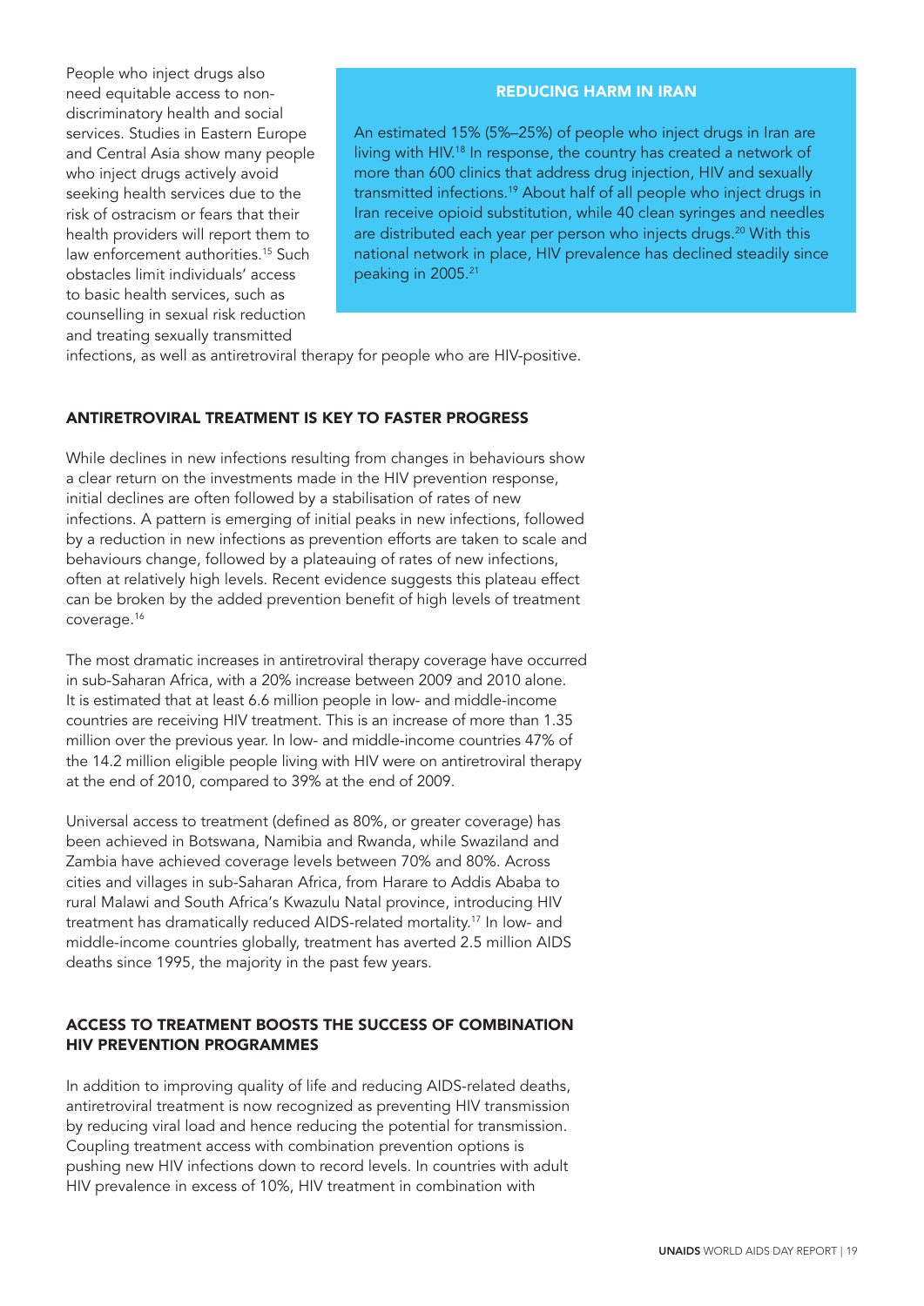People who inject drugs also need equitable access to non-discriminatory health and social services. Studies in Eastern Europe and Central Asia show many people who inject drugs actively avoid seeking health services due to the risk of ostracism or fears that their health providers will report them to law enforcement authorities.[15] Such obstacles limit individuals' access to basic health services, such as counselling in sexual risk reduction and treating sexually transmitted infections, as well as antiretroviral therapy for people who are HIV-positive.

> **REDUCING HARM IN IRAN**
>
> An estimated 15% (5%–25%) of people who inject drugs in Iran are living with HIV.[18] In response, the country has created a network of more than 600 clinics that address drug injection, HIV and sexually transmitted infections.[19] About half of all people who inject drugs in Iran receive opioid substitution, while 40 clean syringes and needles are distributed each year per person who injects drugs.[20] With this national network in place, HIV prevalence has declined steadily since peaking in 2005.[21]

## ANTIRETROVIRAL TREATMENT IS KEY TO FASTER PROGRESS

While declines in new infections resulting from changes in behaviours show a clear return on the investments made in the HIV prevention response, initial declines are often followed by a stabilisation of rates of new infections. A pattern is emerging of initial peaks in new infections, followed by a reduction in new infections as prevention efforts are taken to scale and behaviours change, followed by a plateauing of rates of new infections, often at relatively high levels. Recent evidence suggests this plateau effect can be broken by the added prevention benefit of high levels of treatment coverage.[16]

The most dramatic increases in antiretroviral therapy coverage have occurred in sub-Saharan Africa, with a 20% increase between 2009 and 2010 alone. It is estimated that at least 6.6 million people in low- and middle-income countries are receiving HIV treatment. This is an increase of more than 1.35 million over the previous year. In low- and middle-income countries 47% of the 14.2 million eligible people living with HIV were on antiretroviral therapy at the end of 2010, compared to 39% at the end of 2009.

Universal access to treatment (defined as 80%, or greater coverage) has been achieved in Botswana, Namibia and Rwanda, while Swaziland and Zambia have achieved coverage levels between 70% and 80%. Across cities and villages in sub-Saharan Africa, from Harare to Addis Ababa to rural Malawi and South Africa's Kwazulu Natal province, introducing HIV treatment has dramatically reduced AIDS-related mortality.[17] In low- and middle-income countries globally, treatment has averted 2.5 million AIDS deaths since 1995, the majority in the past few years.

## ACCESS TO TREATMENT BOOSTS THE SUCCESS OF COMBINATION HIV PREVENTION PROGRAMMES

In addition to improving quality of life and reducing AIDS-related deaths, antiretroviral treatment is now recognized as preventing HIV transmission by reducing viral load and hence reducing the potential for transmission. Coupling treatment access with combination prevention options is pushing new HIV infections down to record levels. In countries with adult HIV prevalence in excess of 10%, HIV treatment in combination with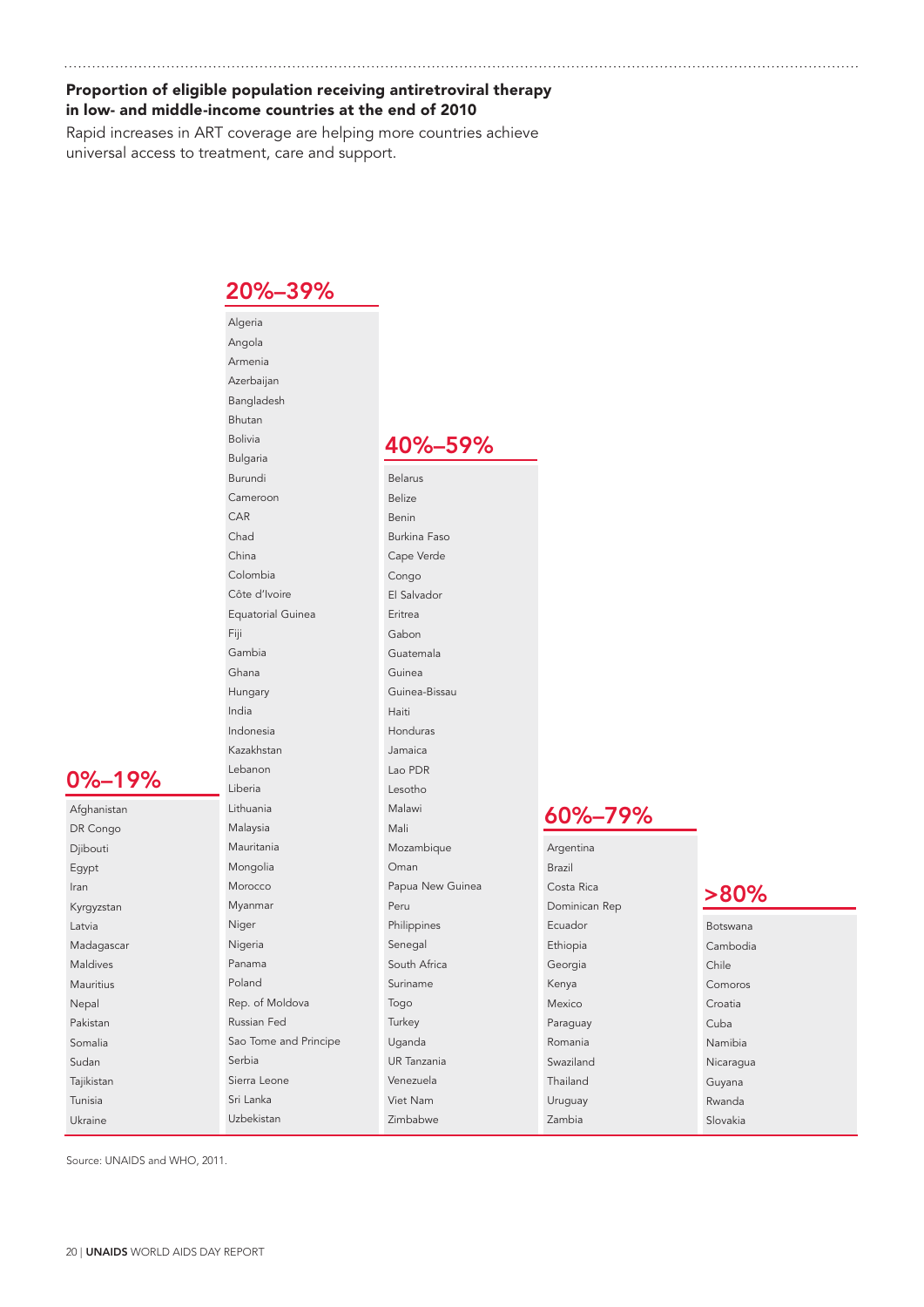**Proportion of eligible population receiving antiretroviral therapy in low- and middle-income countries at the end of 2010**

Rapid increases in ART coverage are helping more countries achieve universal access to treatment, care and support.

### 0%–19%

- Afghanistan
- DR Congo
- Djibouti
- Egypt
- Iran
- Kyrgyzstan
- Latvia
- Madagascar
- Maldives
- Mauritius
- Nepal
- Pakistan
- Somalia
- Sudan
- Tajikistan
- Tunisia
- Ukraine

### 20%–39%

- Algeria
- Angola
- Armenia
- Azerbaijan
- Bangladesh
- Bhutan
- Bolivia
- Bulgaria
- Burundi
- Cameroon
- CAR
- Chad
- China
- Colombia
- Côte d'Ivoire
- Equatorial Guinea
- Fiji
- Gambia
- Ghana
- Hungary
- India
- Indonesia
- Kazakhstan
- Lebanon
- Liberia
- Lithuania
- Malaysia
- Mauritania
- Mongolia
- Morocco
- Myanmar
- Niger
- Nigeria
- Panama
- Poland
- Rep. of Moldova
- Russian Fed
- Sao Tome and Principe
- Serbia
- Sierra Leone
- Sri Lanka
- Uzbekistan

### 40%–59%

- Belarus
- Belize
- Benin
- Burkina Faso
- Cape Verde
- Congo
- El Salvador
- Eritrea
- Gabon
- Guatemala
- Guinea
- Guinea-Bissau
- Haiti
- Honduras
- Jamaica
- Lao PDR
- Lesotho
- Malawi
- Mali
- Mozambique
- Oman
- Papua New Guinea
- Peru
- Philippines
- Senegal
- South Africa
- Suriname
- Togo
- Turkey
- Uganda
- UR Tanzania
- Venezuela
- Viet Nam
- Zimbabwe

### 60%–79%

- Argentina
- Brazil
- Costa Rica
- Dominican Rep
- Ecuador
- Ethiopia
- Georgia
- Kenya
- Mexico
- Paraguay
- Romania
- Swaziland
- Thailand
- Uruguay
- Zambia

### >80%

- Botswana
- Cambodia
- Chile
- Comoros
- Croatia
- Cuba
- Namibia
- Nicaragua
- Guyana
- Rwanda
- Slovakia

Source: UNAIDS and WHO, 2011.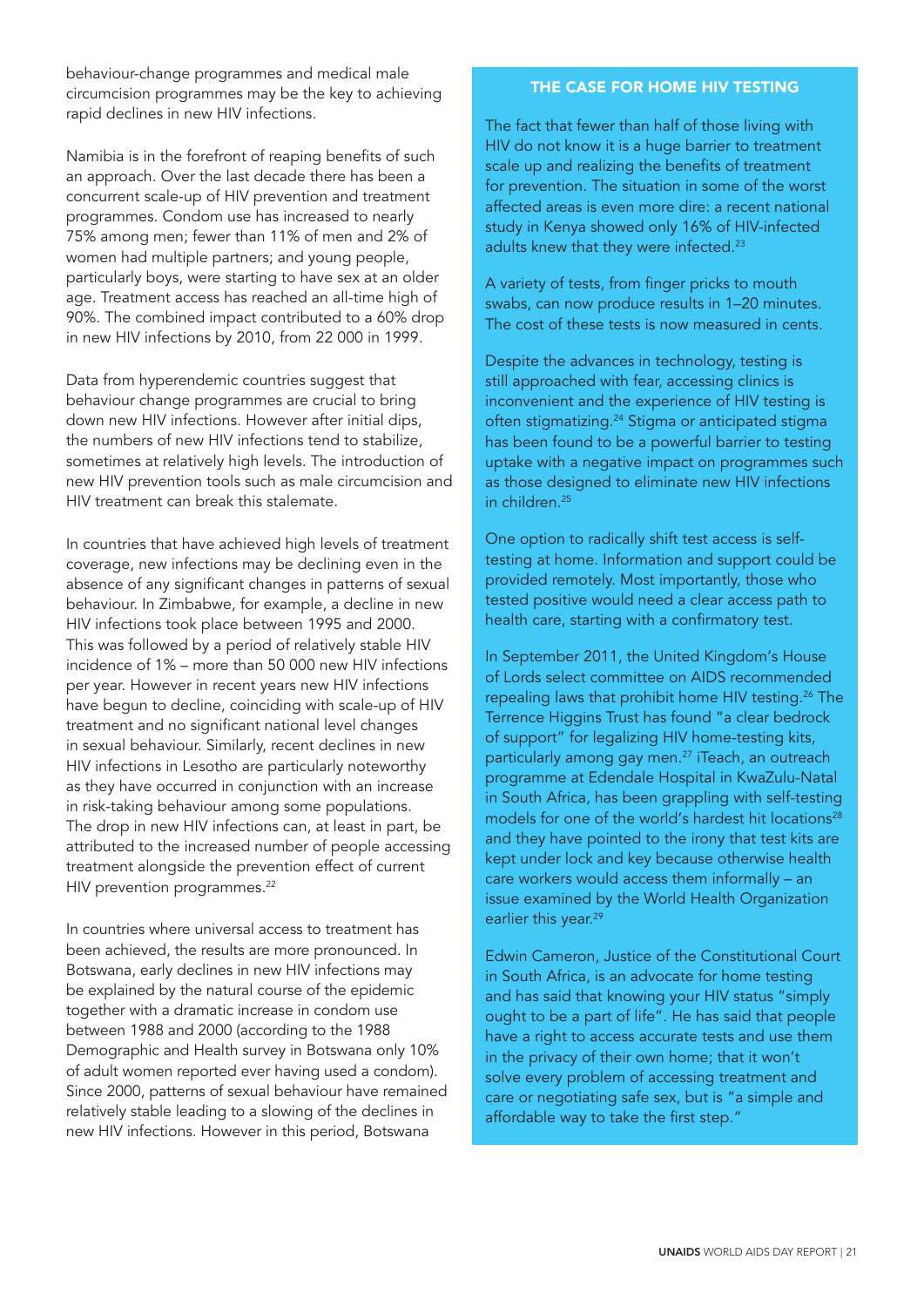behaviour-change programmes and medical male circumcision programmes may be the key to achieving rapid declines in new HIV infections.

Namibia is in the forefront of reaping benefits of such an approach. Over the last decade there has been a concurrent scale-up of HIV prevention and treatment programmes. Condom use has increased to nearly 75% among men; fewer than 11% of men and 2% of women had multiple partners; and young people, particularly boys, were starting to have sex at an older age. Treatment access has reached an all-time high of 90%. The combined impact contributed to a 60% drop in new HIV infections by 2010, from 22 000 in 1999.

Data from hyperendemic countries suggest that behaviour change programmes are crucial to bring down new HIV infections. However after initial dips, the numbers of new HIV infections tend to stabilize, sometimes at relatively high levels. The introduction of new HIV prevention tools such as male circumcision and HIV treatment can break this stalemate.

In countries that have achieved high levels of treatment coverage, new infections may be declining even in the absence of any significant changes in patterns of sexual behaviour. In Zimbabwe, for example, a decline in new HIV infections took place between 1995 and 2000. This was followed by a period of relatively stable HIV incidence of 1% – more than 50 000 new HIV infections per year. However in recent years new HIV infections have begun to decline, coinciding with scale-up of HIV treatment and no significant national level changes in sexual behaviour. Similarly, recent declines in new HIV infections in Lesotho are particularly noteworthy as they have occurred in conjunction with an increase in risk-taking behaviour among some populations. The drop in new HIV infections can, at least in part, be attributed to the increased number of people accessing treatment alongside the prevention effect of current HIV prevention programmes.[22]

In countries where universal access to treatment has been achieved, the results are more pronounced. In Botswana, early declines in new HIV infections may be explained by the natural course of the epidemic together with a dramatic increase in condom use between 1988 and 2000 (according to the 1988 Demographic and Health survey in Botswana only 10% of adult women reported ever having used a condom). Since 2000, patterns of sexual behaviour have remained relatively stable leading to a slowing of the declines in new HIV infections. However in this period, Botswana

## THE CASE FOR HOME HIV TESTING

The fact that fewer than half of those living with HIV do not know it is a huge barrier to treatment scale up and realizing the benefits of treatment for prevention. The situation in some of the worst affected areas is even more dire: a recent national study in Kenya showed only 16% of HIV-infected adults knew that they were infected.[23]

A variety of tests, from finger pricks to mouth swabs, can now produce results in 1–20 minutes. The cost of these tests is now measured in cents.

Despite the advances in technology, testing is still approached with fear, accessing clinics is inconvenient and the experience of HIV testing is often stigmatizing.[24] Stigma or anticipated stigma has been found to be a powerful barrier to testing uptake with a negative impact on programmes such as those designed to eliminate new HIV infections in children.[25]

One option to radically shift test access is self-testing at home. Information and support could be provided remotely. Most importantly, those who tested positive would need a clear access path to health care, starting with a confirmatory test.

In September 2011, the United Kingdom's House of Lords select committee on AIDS recommended repealing laws that prohibit home HIV testing.[26] The Terrence Higgins Trust has found "a clear bedrock of support" for legalizing HIV home-testing kits, particularly among gay men.[27] iTeach, an outreach programme at Edendale Hospital in KwaZulu-Natal in South Africa, has been grappling with self-testing models for one of the world's hardest hit locations[28] and they have pointed to the irony that test kits are kept under lock and key because otherwise health care workers would access them informally – an issue examined by the World Health Organization earlier this year.[29]

Edwin Cameron, Justice of the Constitutional Court in South Africa, is an advocate for home testing and has said that knowing your HIV status "simply ought to be a part of life". He has said that people have a right to access accurate tests and use them in the privacy of their own home; that it won't solve every problem of accessing treatment and care or negotiating safe sex, but is "a simple and affordable way to take the first step."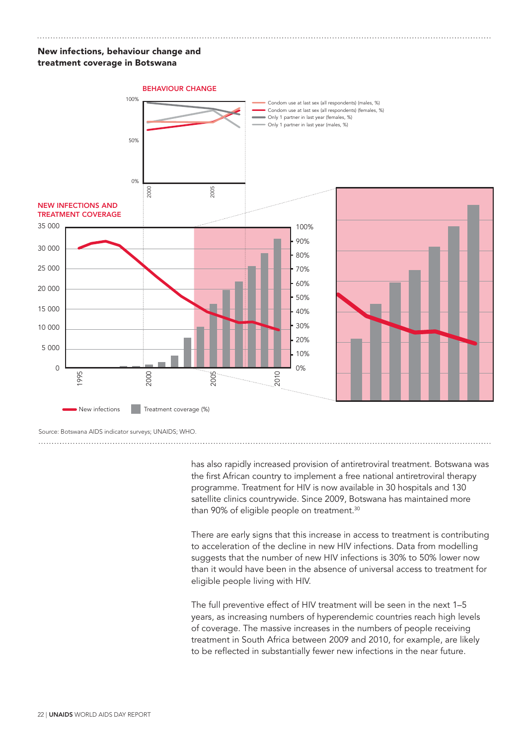## New infections, behaviour change and treatment coverage in Botswana

BEHAVIOUR CHANGE

- Condom use at last sex (all respondents) (males, %)
- Condom use at last sex (all respondents) (females, %)
- Only 1 partner in last year (females, %)
- Only 1 partner in last year (males, %)

NEW INFECTIONS AND TREATMENT COVERAGE

New infections — Treatment coverage (%)

Source: Botswana AIDS indicator surveys; UNAIDS; WHO.

has also rapidly increased provision of antiretroviral treatment. Botswana was the first African country to implement a free national antiretroviral therapy programme. Treatment for HIV is now available in 30 hospitals and 130 satellite clinics countrywide. Since 2009, Botswana has maintained more than 90% of eligible people on treatment.[30]

There are early signs that this increase in access to treatment is contributing to acceleration of the decline in new HIV infections. Data from modelling suggests that the number of new HIV infections is 30% to 50% lower now than it would have been in the absence of universal access to treatment for eligible people living with HIV.

The full preventive effect of HIV treatment will be seen in the next 1–5 years, as increasing numbers of hyperendemic countries reach high levels of coverage. The massive increases in the numbers of people receiving treatment in South Africa between 2009 and 2010, for example, are likely to be reflected in substantially fewer new infections in the near future.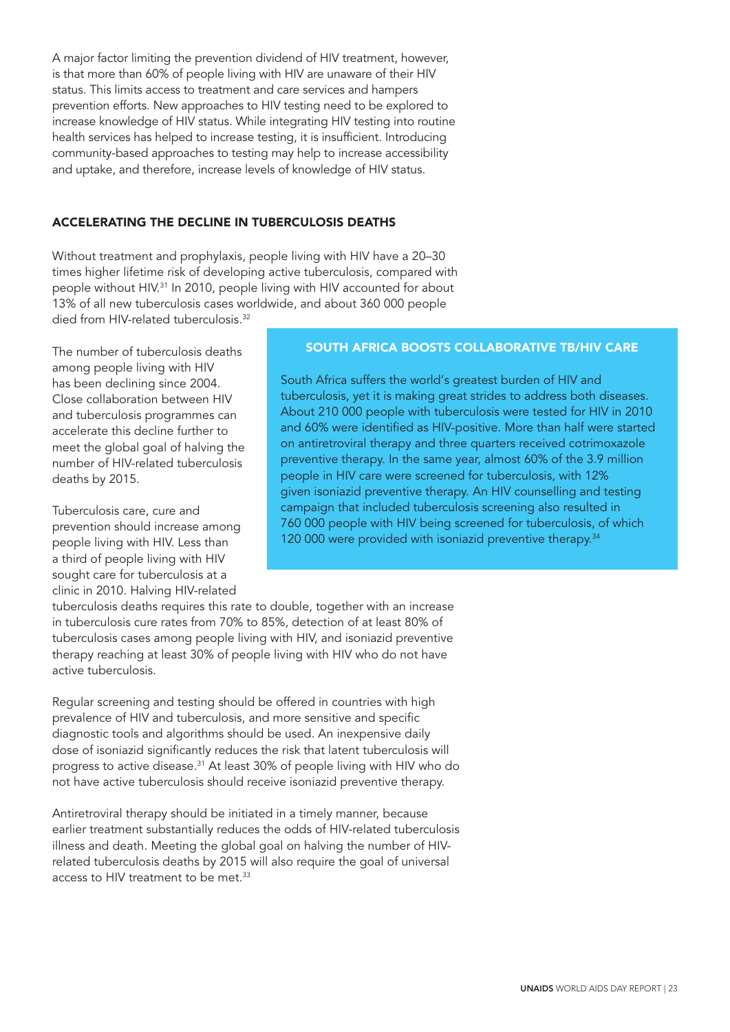A major factor limiting the prevention dividend of HIV treatment, however, is that more than 60% of people living with HIV are unaware of their HIV status. This limits access to treatment and care services and hampers prevention efforts. New approaches to HIV testing need to be explored to increase knowledge of HIV status. While integrating HIV testing into routine health services has helped to increase testing, it is insufficient. Introducing community-based approaches to testing may help to increase accessibility and uptake, and therefore, increase levels of knowledge of HIV status.

## ACCELERATING THE DECLINE IN TUBERCULOSIS DEATHS

Without treatment and prophylaxis, people living with HIV have a 20–30 times higher lifetime risk of developing active tuberculosis, compared with people without HIV.[31] In 2010, people living with HIV accounted for about 13% of all new tuberculosis cases worldwide, and about 360 000 people died from HIV-related tuberculosis.[32]

The number of tuberculosis deaths among people living with HIV has been declining since 2004. Close collaboration between HIV and tuberculosis programmes can accelerate this decline further to meet the global goal of halving the number of HIV-related tuberculosis deaths by 2015.

Tuberculosis care, cure and prevention should increase among people living with HIV. Less than a third of people living with HIV sought care for tuberculosis at a clinic in 2010. Halving HIV-related tuberculosis deaths requires this rate to double, together with an increase in tuberculosis cure rates from 70% to 85%, detection of at least 80% of tuberculosis cases among people living with HIV, and isoniazid preventive therapy reaching at least 30% of people living with HIV who do not have active tuberculosis.

Regular screening and testing should be offered in countries with high prevalence of HIV and tuberculosis, and more sensitive and specific diagnostic tools and algorithms should be used. An inexpensive daily dose of isoniazid significantly reduces the risk that latent tuberculosis will progress to active disease.[31] At least 30% of people living with HIV who do not have active tuberculosis should receive isoniazid preventive therapy.

Antiretroviral therapy should be initiated in a timely manner, because earlier treatment substantially reduces the odds of HIV-related tuberculosis illness and death. Meeting the global goal on halving the number of HIV-related tuberculosis deaths by 2015 will also require the goal of universal access to HIV treatment to be met.[33]

### SOUTH AFRICA BOOSTS COLLABORATIVE TB/HIV CARE

South Africa suffers the world's greatest burden of HIV and tuberculosis, yet it is making great strides to address both diseases. About 210 000 people with tuberculosis were tested for HIV in 2010 and 60% were identified as HIV-positive. More than half were started on antiretroviral therapy and three quarters received cotrimoxazole preventive therapy. In the same year, almost 60% of the 3.9 million people in HIV care were screened for tuberculosis, with 12% given isoniazid preventive therapy. An HIV counselling and testing campaign that included tuberculosis screening also resulted in 760 000 people with HIV being screened for tuberculosis, of which 120 000 were provided with isoniazid preventive therapy.[34]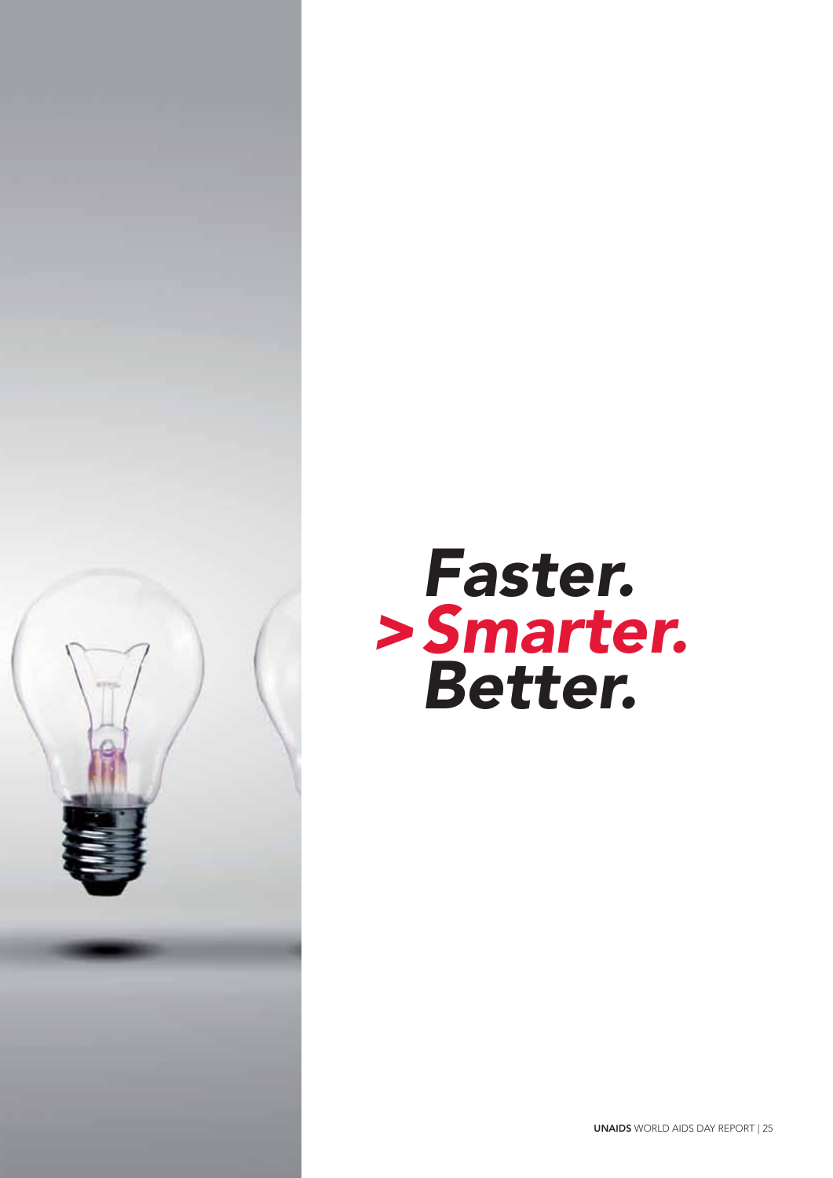# *Faster.*
# *> Smarter.*
# *Better.*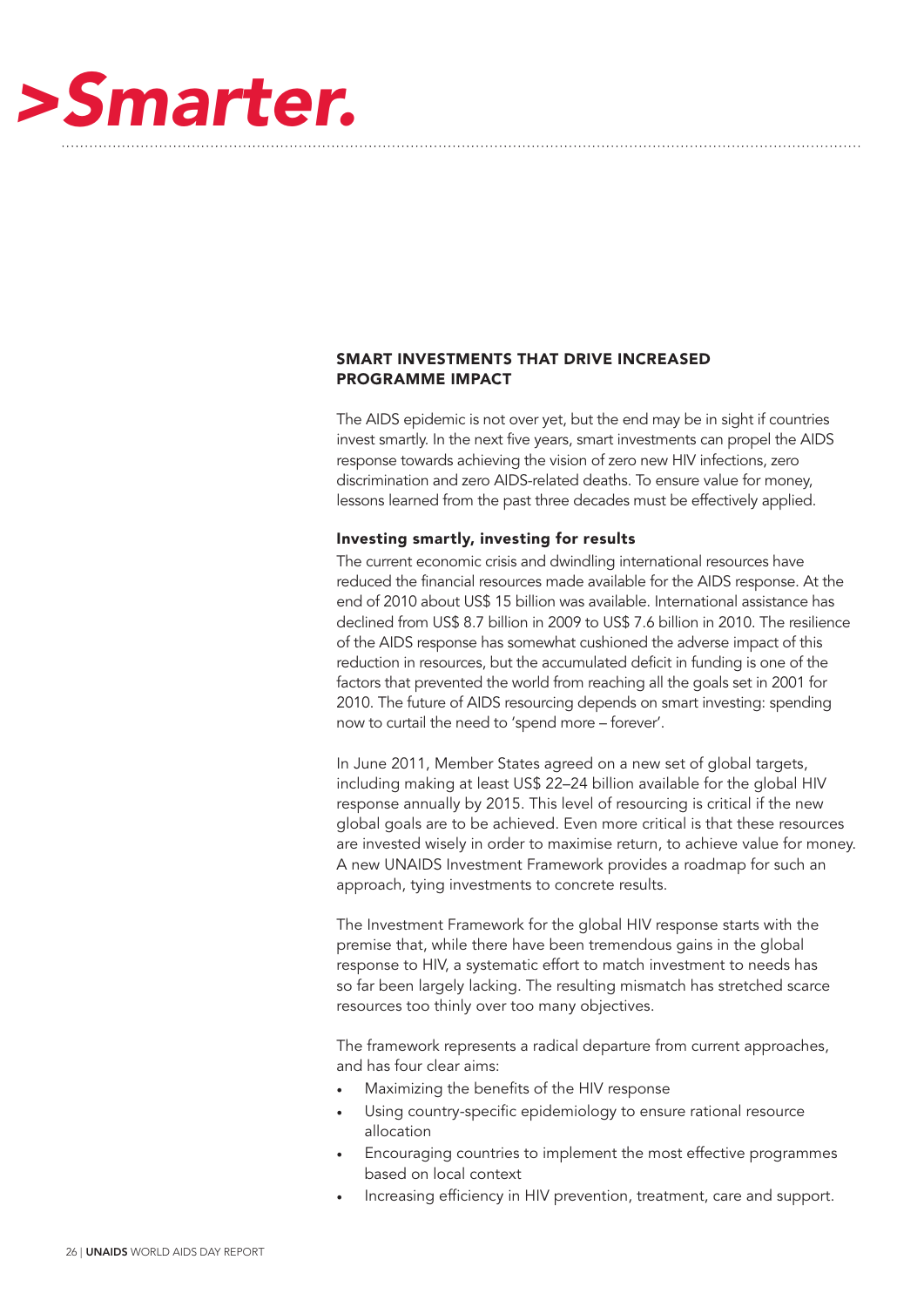# >Smarter.

## SMART INVESTMENTS THAT DRIVE INCREASED PROGRAMME IMPACT

The AIDS epidemic is not over yet, but the end may be in sight if countries invest smartly. In the next five years, smart investments can propel the AIDS response towards achieving the vision of zero new HIV infections, zero discrimination and zero AIDS-related deaths. To ensure value for money, lessons learned from the past three decades must be effectively applied.

### Investing smartly, investing for results

The current economic crisis and dwindling international resources have reduced the financial resources made available for the AIDS response. At the end of 2010 about US$ 15 billion was available. International assistance has declined from US$ 8.7 billion in 2009 to US$ 7.6 billion in 2010. The resilience of the AIDS response has somewhat cushioned the adverse impact of this reduction in resources, but the accumulated deficit in funding is one of the factors that prevented the world from reaching all the goals set in 2001 for 2010. The future of AIDS resourcing depends on smart investing: spending now to curtail the need to 'spend more – forever'.

In June 2011, Member States agreed on a new set of global targets, including making at least US$ 22–24 billion available for the global HIV response annually by 2015. This level of resourcing is critical if the new global goals are to be achieved. Even more critical is that these resources are invested wisely in order to maximise return, to achieve value for money. A new UNAIDS Investment Framework provides a roadmap for such an approach, tying investments to concrete results.

The Investment Framework for the global HIV response starts with the premise that, while there have been tremendous gains in the global response to HIV, a systematic effort to match investment to needs has so far been largely lacking. The resulting mismatch has stretched scarce resources too thinly over too many objectives.

The framework represents a radical departure from current approaches, and has four clear aims:

- Maximizing the benefits of the HIV response
- Using country-specific epidemiology to ensure rational resource allocation
- Encouraging countries to implement the most effective programmes based on local context
- Increasing efficiency in HIV prevention, treatment, care and support.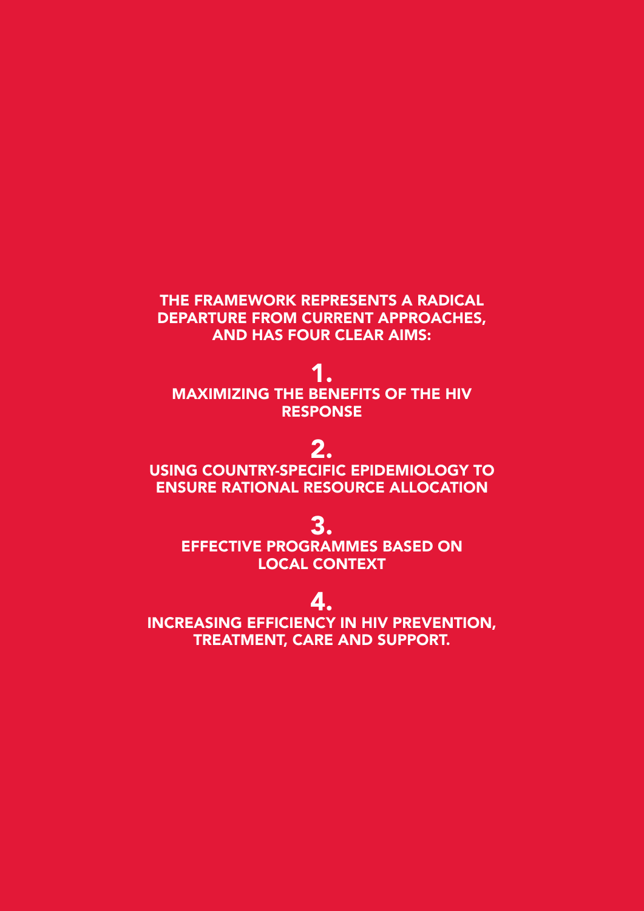**THE FRAMEWORK REPRESENTS A RADICAL DEPARTURE FROM CURRENT APPROACHES, AND HAS FOUR CLEAR AIMS:**

**1.**
**MAXIMIZING THE BENEFITS OF THE HIV RESPONSE**

**2.**
**USING COUNTRY-SPECIFIC EPIDEMIOLOGY TO ENSURE RATIONAL RESOURCE ALLOCATION**

**3.**
**EFFECTIVE PROGRAMMES BASED ON LOCAL CONTEXT**

**4.**
**INCREASING EFFICIENCY IN HIV PREVENTION, TREATMENT, CARE AND SUPPORT.**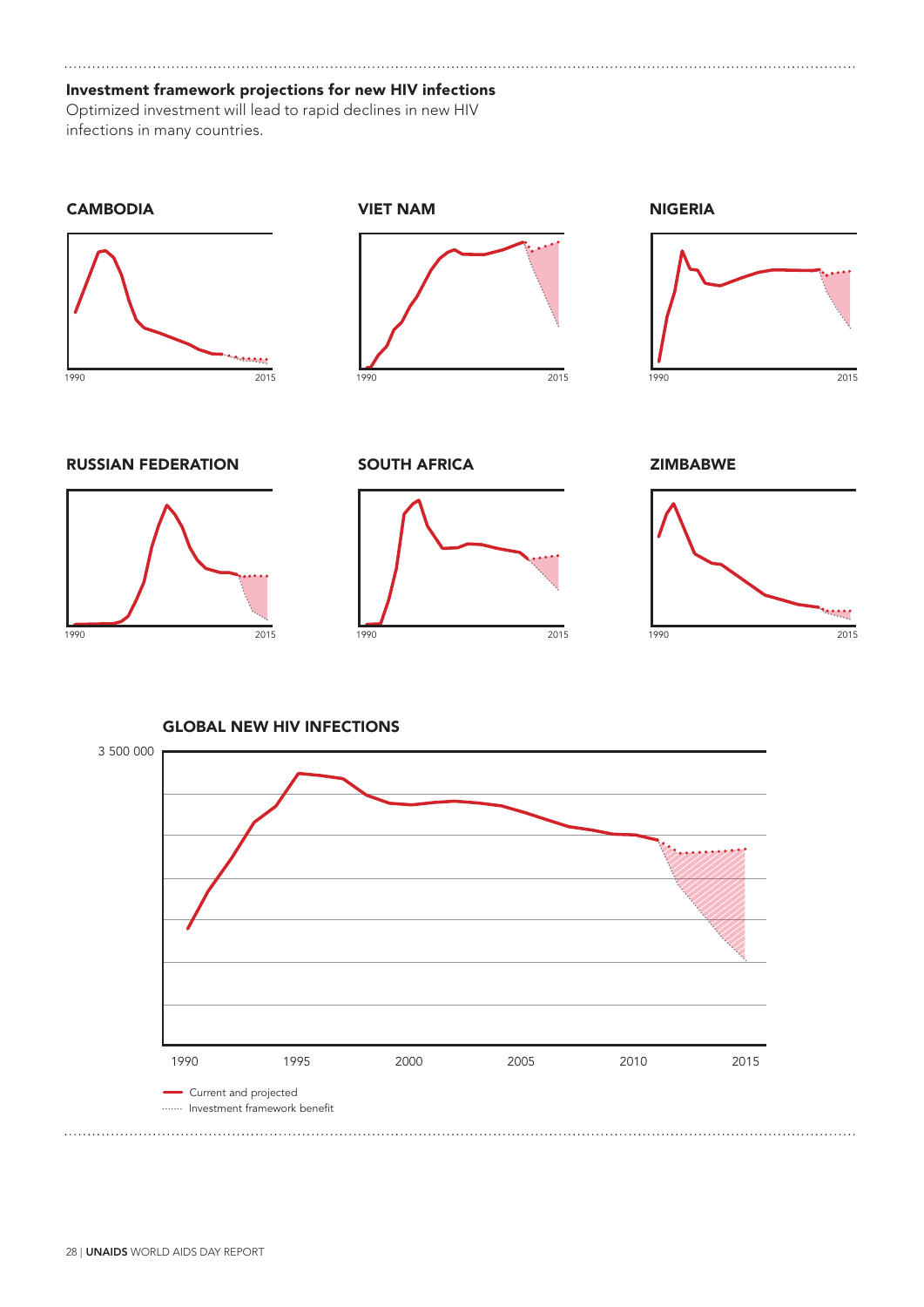**Investment framework projections for new HIV infections**

Optimized investment will lead to rapid declines in new HIV infections in many countries.

CAMBODIA

1990 2015

VIET NAM

1990 2015

NIGERIA

1990 2015

RUSSIAN FEDERATION

1990 2015

SOUTH AFRICA

1990 2015

ZIMBABWE

1990 2015

GLOBAL NEW HIV INFECTIONS

3 500 000

1990 1995 2000 2005 2010 2015

Current and projected

Investment framework benefit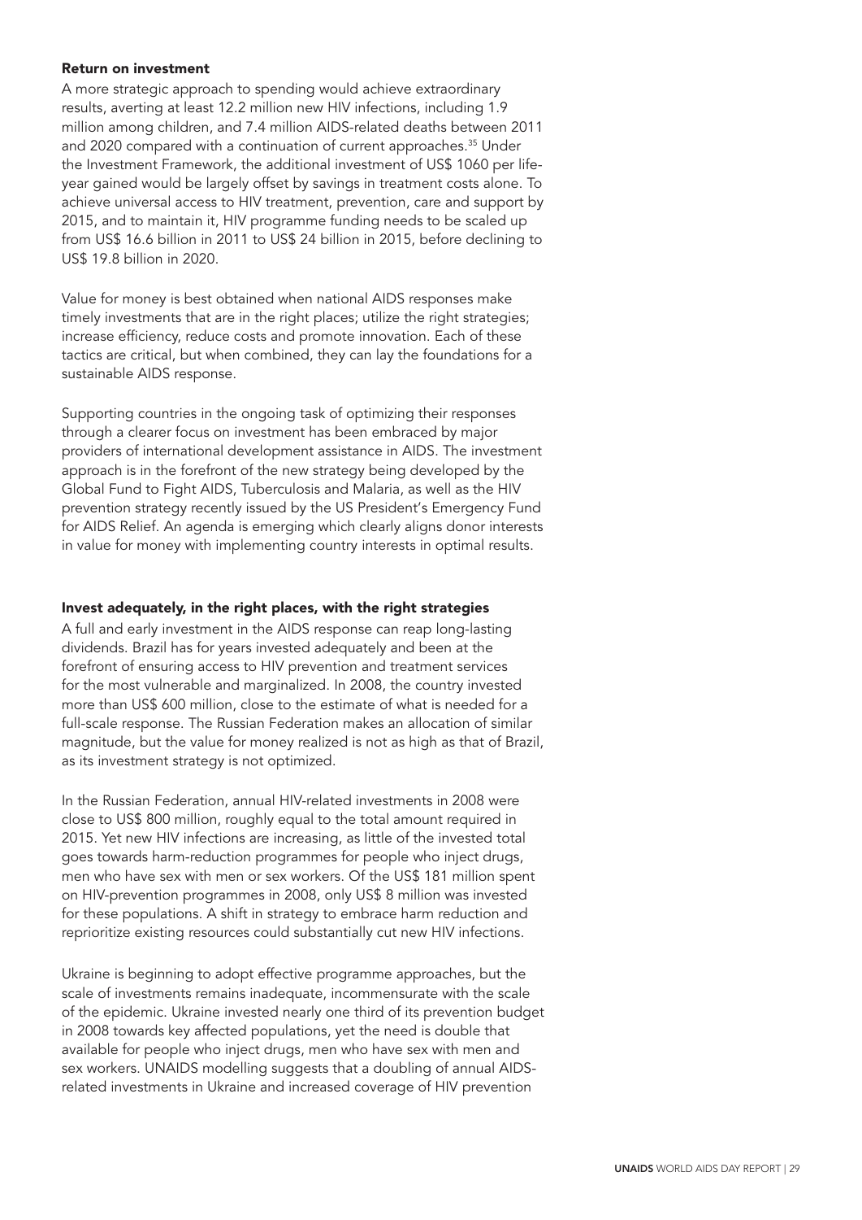### Return on investment

A more strategic approach to spending would achieve extraordinary results, averting at least 12.2 million new HIV infections, including 1.9 million among children, and 7.4 million AIDS-related deaths between 2011 and 2020 compared with a continuation of current approaches.[35] Under the Investment Framework, the additional investment of US$ 1060 per life-year gained would be largely offset by savings in treatment costs alone. To achieve universal access to HIV treatment, prevention, care and support by 2015, and to maintain it, HIV programme funding needs to be scaled up from US$ 16.6 billion in 2011 to US$ 24 billion in 2015, before declining to US$ 19.8 billion in 2020.

Value for money is best obtained when national AIDS responses make timely investments that are in the right places; utilize the right strategies; increase efficiency, reduce costs and promote innovation. Each of these tactics are critical, but when combined, they can lay the foundations for a sustainable AIDS response.

Supporting countries in the ongoing task of optimizing their responses through a clearer focus on investment has been embraced by major providers of international development assistance in AIDS. The investment approach is in the forefront of the new strategy being developed by the Global Fund to Fight AIDS, Tuberculosis and Malaria, as well as the HIV prevention strategy recently issued by the US President's Emergency Fund for AIDS Relief. An agenda is emerging which clearly aligns donor interests in value for money with implementing country interests in optimal results.

### Invest adequately, in the right places, with the right strategies

A full and early investment in the AIDS response can reap long-lasting dividends. Brazil has for years invested adequately and been at the forefront of ensuring access to HIV prevention and treatment services for the most vulnerable and marginalized. In 2008, the country invested more than US$ 600 million, close to the estimate of what is needed for a full-scale response. The Russian Federation makes an allocation of similar magnitude, but the value for money realized is not as high as that of Brazil, as its investment strategy is not optimized.

In the Russian Federation, annual HIV-related investments in 2008 were close to US$ 800 million, roughly equal to the total amount required in 2015. Yet new HIV infections are increasing, as little of the invested total goes towards harm-reduction programmes for people who inject drugs, men who have sex with men or sex workers. Of the US$ 181 million spent on HIV-prevention programmes in 2008, only US$ 8 million was invested for these populations. A shift in strategy to embrace harm reduction and reprioritize existing resources could substantially cut new HIV infections.

Ukraine is beginning to adopt effective programme approaches, but the scale of investments remains inadequate, incommensurate with the scale of the epidemic. Ukraine invested nearly one third of its prevention budget in 2008 towards key affected populations, yet the need is double that available for people who inject drugs, men who have sex with men and sex workers. UNAIDS modelling suggests that a doubling of annual AIDS-related investments in Ukraine and increased coverage of HIV prevention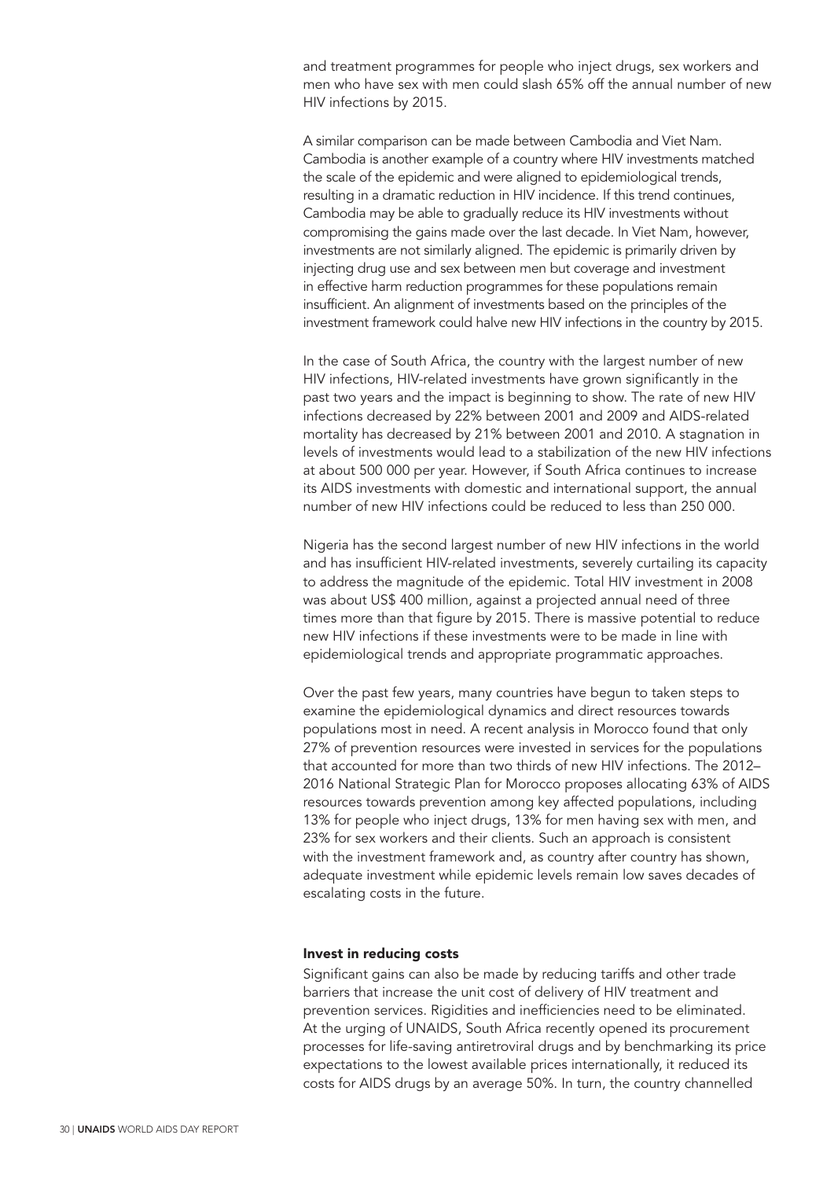and treatment programmes for people who inject drugs, sex workers and men who have sex with men could slash 65% off the annual number of new HIV infections by 2015.

A similar comparison can be made between Cambodia and Viet Nam. Cambodia is another example of a country where HIV investments matched the scale of the epidemic and were aligned to epidemiological trends, resulting in a dramatic reduction in HIV incidence. If this trend continues, Cambodia may be able to gradually reduce its HIV investments without compromising the gains made over the last decade. In Viet Nam, however, investments are not similarly aligned. The epidemic is primarily driven by injecting drug use and sex between men but coverage and investment in effective harm reduction programmes for these populations remain insufficient. An alignment of investments based on the principles of the investment framework could halve new HIV infections in the country by 2015.

In the case of South Africa, the country with the largest number of new HIV infections, HIV-related investments have grown significantly in the past two years and the impact is beginning to show. The rate of new HIV infections decreased by 22% between 2001 and 2009 and AIDS-related mortality has decreased by 21% between 2001 and 2010. A stagnation in levels of investments would lead to a stabilization of the new HIV infections at about 500 000 per year. However, if South Africa continues to increase its AIDS investments with domestic and international support, the annual number of new HIV infections could be reduced to less than 250 000.

Nigeria has the second largest number of new HIV infections in the world and has insufficient HIV-related investments, severely curtailing its capacity to address the magnitude of the epidemic. Total HIV investment in 2008 was about US$ 400 million, against a projected annual need of three times more than that figure by 2015. There is massive potential to reduce new HIV infections if these investments were to be made in line with epidemiological trends and appropriate programmatic approaches.

Over the past few years, many countries have begun to taken steps to examine the epidemiological dynamics and direct resources towards populations most in need. A recent analysis in Morocco found that only 27% of prevention resources were invested in services for the populations that accounted for more than two thirds of new HIV infections. The 2012–2016 National Strategic Plan for Morocco proposes allocating 63% of AIDS resources towards prevention among key affected populations, including 13% for people who inject drugs, 13% for men having sex with men, and 23% for sex workers and their clients. Such an approach is consistent with the investment framework and, as country after country has shown, adequate investment while epidemic levels remain low saves decades of escalating costs in the future.

#### Invest in reducing costs

Significant gains can also be made by reducing tariffs and other trade barriers that increase the unit cost of delivery of HIV treatment and prevention services. Rigidities and inefficiencies need to be eliminated. At the urging of UNAIDS, South Africa recently opened its procurement processes for life-saving antiretroviral drugs and by benchmarking its price expectations to the lowest available prices internationally, it reduced its costs for AIDS drugs by an average 50%. In turn, the country channelled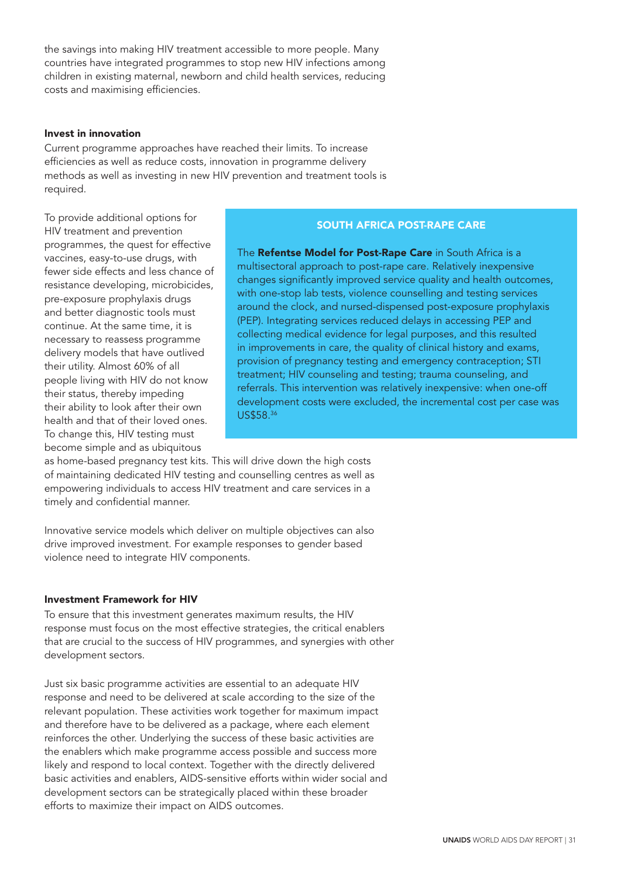the savings into making HIV treatment accessible to more people. Many countries have integrated programmes to stop new HIV infections among children in existing maternal, newborn and child health services, reducing costs and maximising efficiencies.

**Invest in innovation**

Current programme approaches have reached their limits. To increase efficiencies as well as reduce costs, innovation in programme delivery methods as well as investing in new HIV prevention and treatment tools is required.

To provide additional options for HIV treatment and prevention programmes, the quest for effective vaccines, easy-to-use drugs, with fewer side effects and less chance of resistance developing, microbicides, pre-exposure prophylaxis drugs and better diagnostic tools must continue. At the same time, it is necessary to reassess programme delivery models that have outlived their utility. Almost 60% of all people living with HIV do not know their status, thereby impeding their ability to look after their own health and that of their loved ones. To change this, HIV testing must become simple and as ubiquitous as home-based pregnancy test kits. This will drive down the high costs of maintaining dedicated HIV testing and counselling centres as well as empowering individuals to access HIV treatment and care services in a timely and confidential manner.

> **SOUTH AFRICA POST-RAPE CARE**
>
> The **Refentse Model for Post-Rape Care** in South Africa is a multisectoral approach to post-rape care. Relatively inexpensive changes significantly improved service quality and health outcomes, with one-stop lab tests, violence counselling and testing services around the clock, and nursed-dispensed post-exposure prophylaxis (PEP). Integrating services reduced delays in accessing PEP and collecting medical evidence for legal purposes, and this resulted in improvements in care, the quality of clinical history and exams, provision of pregnancy testing and emergency contraception; STI treatment; HIV counseling and testing; trauma counseling, and referrals. This intervention was relatively inexpensive: when one-off development costs were excluded, the incremental cost per case was US$58.[36]

Innovative service models which deliver on multiple objectives can also drive improved investment. For example responses to gender based violence need to integrate HIV components.

**Investment Framework for HIV**

To ensure that this investment generates maximum results, the HIV response must focus on the most effective strategies, the critical enablers that are crucial to the success of HIV programmes, and synergies with other development sectors.

Just six basic programme activities are essential to an adequate HIV response and need to be delivered at scale according to the size of the relevant population. These activities work together for maximum impact and therefore have to be delivered as a package, where each element reinforces the other. Underlying the success of these basic activities are the enablers which make programme access possible and success more likely and respond to local context. Together with the directly delivered basic activities and enablers, AIDS-sensitive efforts within wider social and development sectors can be strategically placed within these broader efforts to maximize their impact on AIDS outcomes.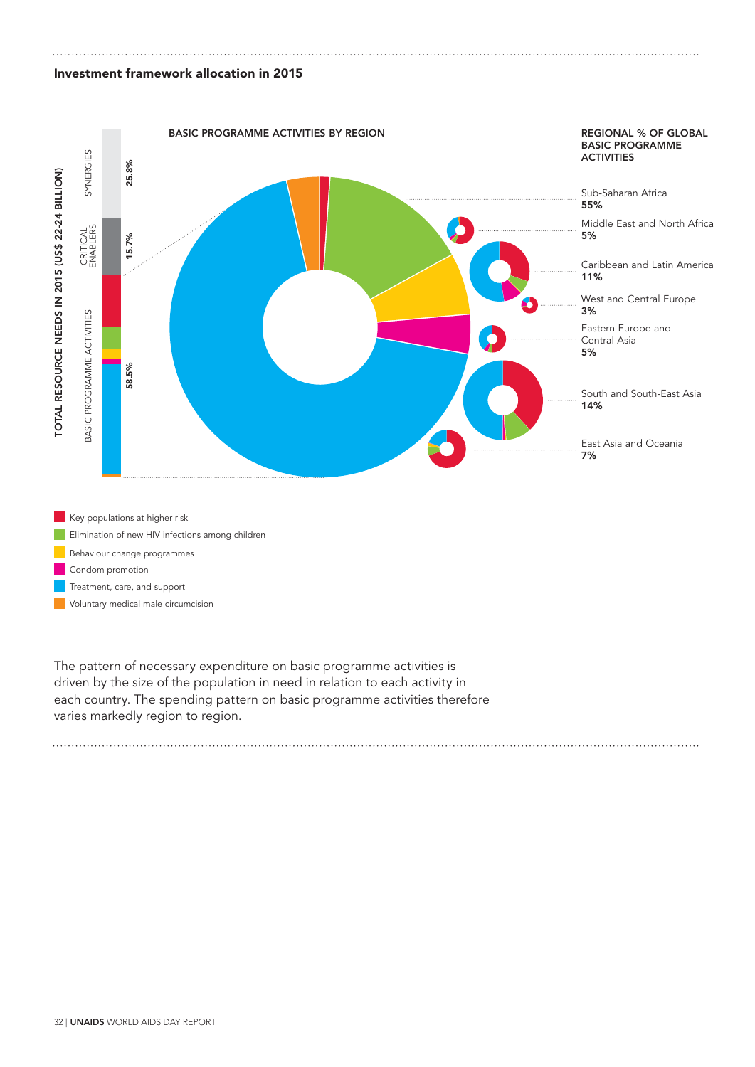**Investment framework allocation in 2015**

TOTAL RESOURCE NEEDS IN 2015 (US$ 22-24 BILLION)

SYNERGIES 25.8%

CRITICAL ENABLERS 15.7%

BASIC PROGRAMME ACTIVITIES 58.5%

BASIC PROGRAMME ACTIVITIES BY REGION

REGIONAL % OF GLOBAL BASIC PROGRAMME ACTIVITIES

Sub-Saharan Africa
**55%**

Middle East and North Africa
**5%**

Caribbean and Latin America
**11%**

West and Central Europe
**3%**

Eastern Europe and Central Asia
**5%**

South and South-East Asia
**14%**

East Asia and Oceania
**7%**

- Key populations at higher risk
- Elimination of new HIV infections among children
- Behaviour change programmes
- Condom promotion
- Treatment, care, and support
- Voluntary medical male circumcision

The pattern of necessary expenditure on basic programme activities is driven by the size of the population in need in relation to each activity in each country. The spending pattern on basic programme activities therefore varies markedly region to region.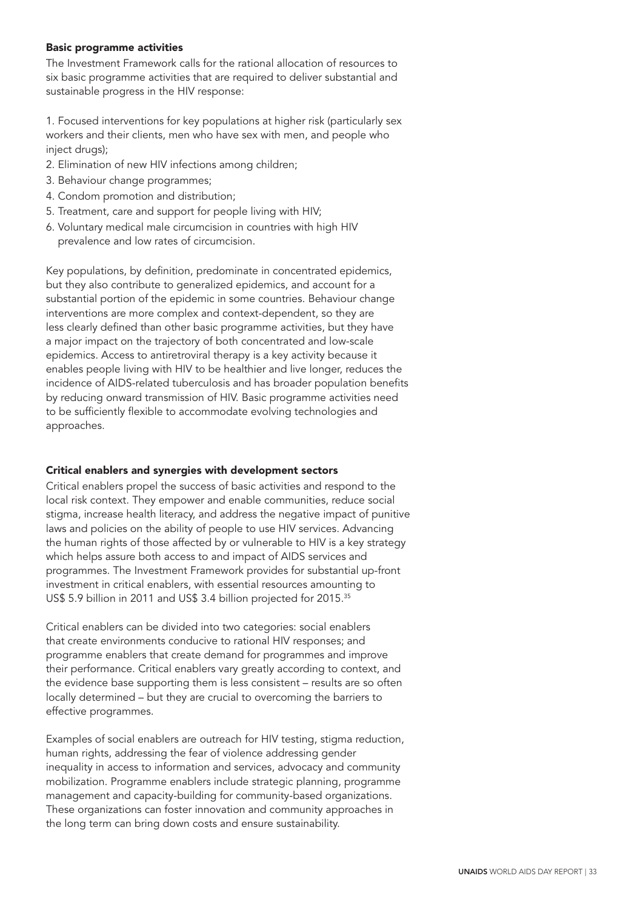### Basic programme activities

The Investment Framework calls for the rational allocation of resources to six basic programme activities that are required to deliver substantial and sustainable progress in the HIV response:

1. Focused interventions for key populations at higher risk (particularly sex workers and their clients, men who have sex with men, and people who inject drugs);
2. Elimination of new HIV infections among children;
3. Behaviour change programmes;
4. Condom promotion and distribution;
5. Treatment, care and support for people living with HIV;
6. Voluntary medical male circumcision in countries with high HIV prevalence and low rates of circumcision.

Key populations, by definition, predominate in concentrated epidemics, but they also contribute to generalized epidemics, and account for a substantial portion of the epidemic in some countries. Behaviour change interventions are more complex and context-dependent, so they are less clearly defined than other basic programme activities, but they have a major impact on the trajectory of both concentrated and low-scale epidemics. Access to antiretroviral therapy is a key activity because it enables people living with HIV to be healthier and live longer, reduces the incidence of AIDS-related tuberculosis and has broader population benefits by reducing onward transmission of HIV. Basic programme activities need to be sufficiently flexible to accommodate evolving technologies and approaches.

### Critical enablers and synergies with development sectors

Critical enablers propel the success of basic activities and respond to the local risk context. They empower and enable communities, reduce social stigma, increase health literacy, and address the negative impact of punitive laws and policies on the ability of people to use HIV services. Advancing the human rights of those affected by or vulnerable to HIV is a key strategy which helps assure both access to and impact of AIDS services and programmes. The Investment Framework provides for substantial up-front investment in critical enablers, with essential resources amounting to US$ 5.9 billion in 2011 and US$ 3.4 billion projected for 2015.[35]

Critical enablers can be divided into two categories: social enablers that create environments conducive to rational HIV responses; and programme enablers that create demand for programmes and improve their performance. Critical enablers vary greatly according to context, and the evidence base supporting them is less consistent – results are so often locally determined – but they are crucial to overcoming the barriers to effective programmes.

Examples of social enablers are outreach for HIV testing, stigma reduction, human rights, addressing the fear of violence addressing gender inequality in access to information and services, advocacy and community mobilization. Programme enablers include strategic planning, programme management and capacity-building for community-based organizations. These organizations can foster innovation and community approaches in the long term can bring down costs and ensure sustainability.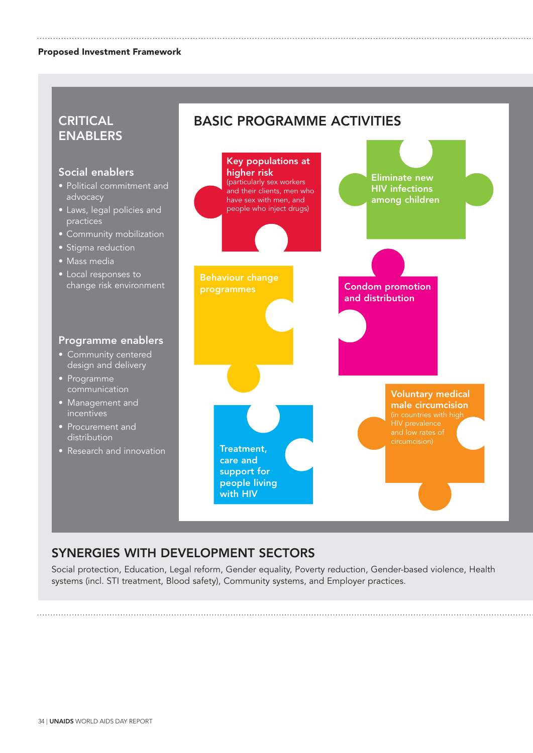**Proposed Investment Framework**

## CRITICAL ENABLERS

### Social enablers

- Political commitment and advocacy
- Laws, legal policies and practices
- Community mobilization
- Stigma reduction
- Mass media
- Local responses to change risk environment

### Programme enablers

- Community centered design and delivery
- Programme communication
- Management and incentives
- Procurement and distribution
- Research and innovation

## BASIC PROGRAMME ACTIVITIES

- **Key populations at higher risk** (particularly sex workers and their clients, men who have sex with men, and people who inject drugs)
- **Eliminate new HIV infections among children**
- **Behaviour change programmes**
- **Condom promotion and distribution**
- **Voluntary medical male circumcision** (in countries with high HIV prevalence and low rates of circumcision)
- **Treatment, care and support for people living with HIV**

## SYNERGIES WITH DEVELOPMENT SECTORS

Social protection, Education, Legal reform, Gender equality, Poverty reduction, Gender-based violence, Health systems (incl. STI treatment, Blood safety), Community systems, and Employer practices.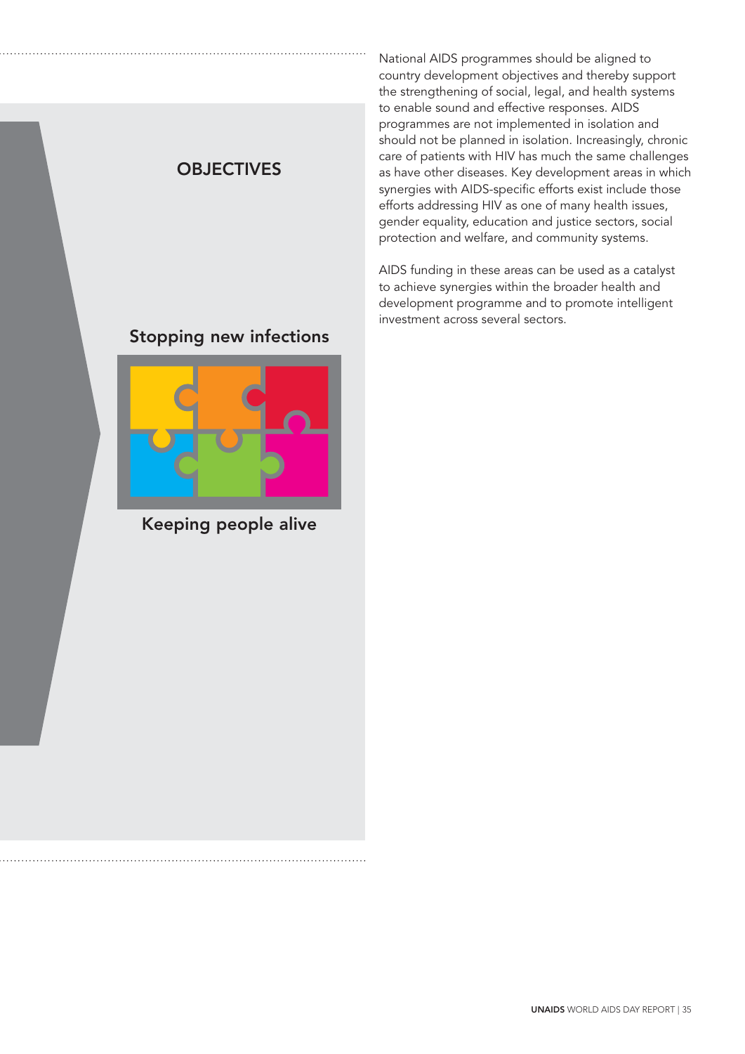## OBJECTIVES

Stopping new infections

Keeping people alive

National AIDS programmes should be aligned to country development objectives and thereby support the strengthening of social, legal, and health systems to enable sound and effective responses. AIDS programmes are not implemented in isolation and should not be planned in isolation. Increasingly, chronic care of patients with HIV has much the same challenges as have other diseases. Key development areas in which synergies with AIDS-specific efforts exist include those efforts addressing HIV as one of many health issues, gender equality, education and justice sectors, social protection and welfare, and community systems.

AIDS funding in these areas can be used as a catalyst to achieve synergies within the broader health and development programme and to promote intelligent investment across several sectors.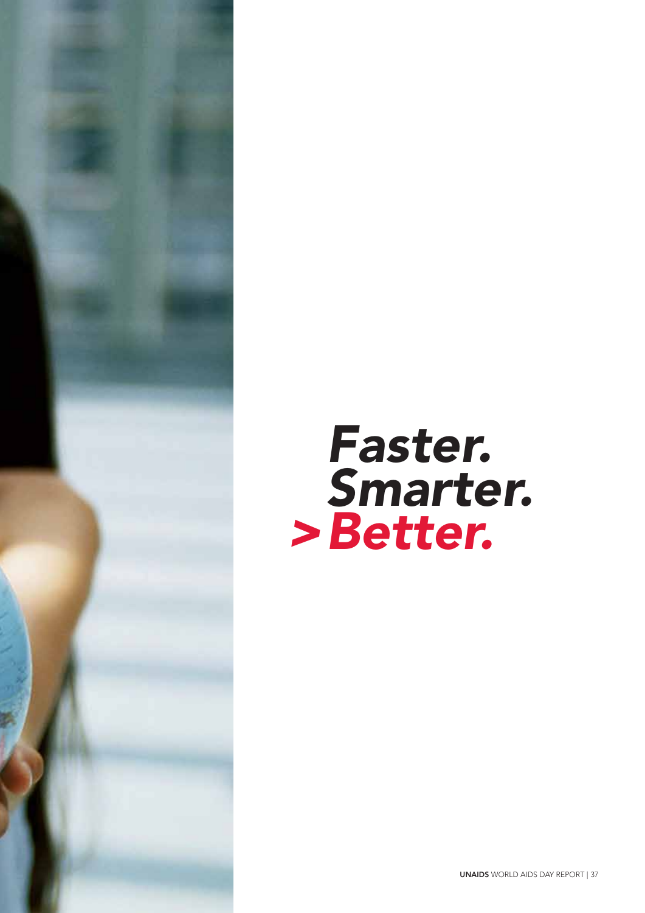# *Faster. Smarter. > Better.*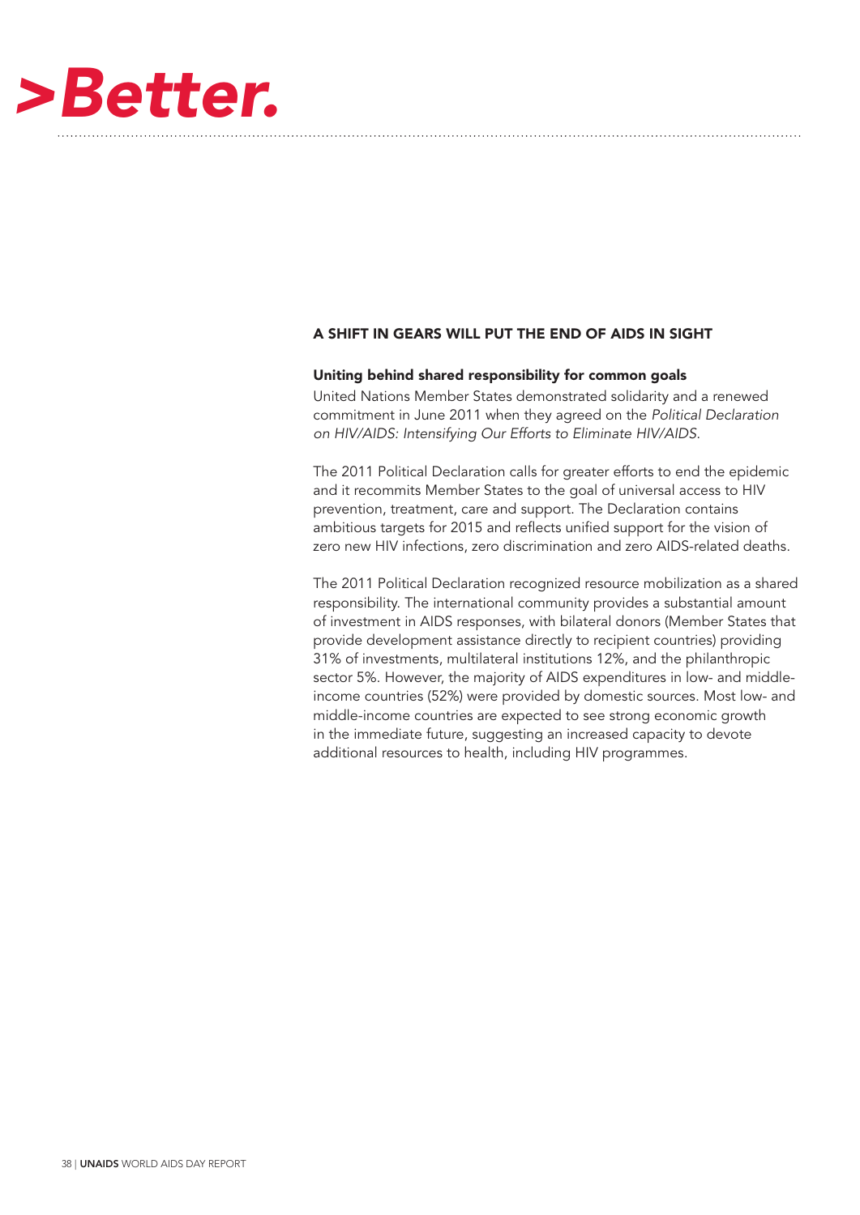# >Better.

## A SHIFT IN GEARS WILL PUT THE END OF AIDS IN SIGHT

### Uniting behind shared responsibility for common goals

United Nations Member States demonstrated solidarity and a renewed commitment in June 2011 when they agreed on the *Political Declaration on HIV/AIDS: Intensifying Our Efforts to Eliminate HIV/AIDS*.

The 2011 Political Declaration calls for greater efforts to end the epidemic and it recommits Member States to the goal of universal access to HIV prevention, treatment, care and support. The Declaration contains ambitious targets for 2015 and reflects unified support for the vision of zero new HIV infections, zero discrimination and zero AIDS-related deaths.

The 2011 Political Declaration recognized resource mobilization as a shared responsibility. The international community provides a substantial amount of investment in AIDS responses, with bilateral donors (Member States that provide development assistance directly to recipient countries) providing 31% of investments, multilateral institutions 12%, and the philanthropic sector 5%. However, the majority of AIDS expenditures in low- and middle-income countries (52%) were provided by domestic sources. Most low- and middle-income countries are expected to see strong economic growth in the immediate future, suggesting an increased capacity to devote additional resources to health, including HIV programmes.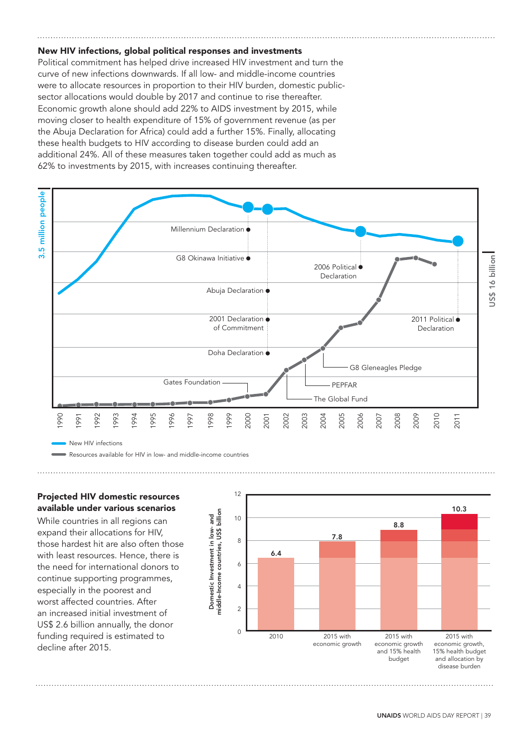## New HIV infections, global political responses and investments

Political commitment has helped drive increased HIV investment and turn the curve of new infections downwards. If all low- and middle-income countries were to allocate resources in proportion to their HIV burden, domestic public-sector allocations would double by 2017 and continue to rise thereafter. Economic growth alone should add 22% to AIDS investment by 2015, while moving closer to health expenditure of 15% of government revenue (as per the Abuja Declaration for Africa) could add a further 15%. Finally, allocating these health budgets to HIV according to disease burden could add an additional 24%. All of these measures taken together could add as much as 62% to investments by 2015, with increases continuing thereafter.

3.5 million people

US$ 16 billion

Millennium Declaration

G8 Okinawa Initiative

Abuja Declaration

2001 Declaration of Commitment

Doha Declaration

Gates Foundation

2006 Political Declaration

2011 Political Declaration

G8 Gleneagles Pledge

PEPFAR

The Global Fund

1990 1991 1992 1993 1994 1995 1996 1997 1998 1999 2000 2001 2002 2003 2004 2005 2006 2007 2008 2009 2010 2011

New HIV infections

Resources available for HIV in low- and middle-income countries

## Projected HIV domestic resources available under various scenarios

While countries in all regions can expand their allocations for HIV, those hardest hit are also often those with least resources. Hence, there is the need for international donors to continue supporting programmes, especially in the poorest and worst affected countries. After an increased initial investment of US$ 2.6 billion annually, the donor funding required is estimated to decline after 2015.

Domestic Investment in low- and middle-income countries, US$ billion

| Scenario | US$ billion |
|---|---|
| 2010 | 6.4 |
| 2015 with economic growth | 7.8 |
| 2015 with economic growth and 15% health budget | 8.8 |
| 2015 with economic growth, 15% health budget and allocation by disease burden | 10.3 |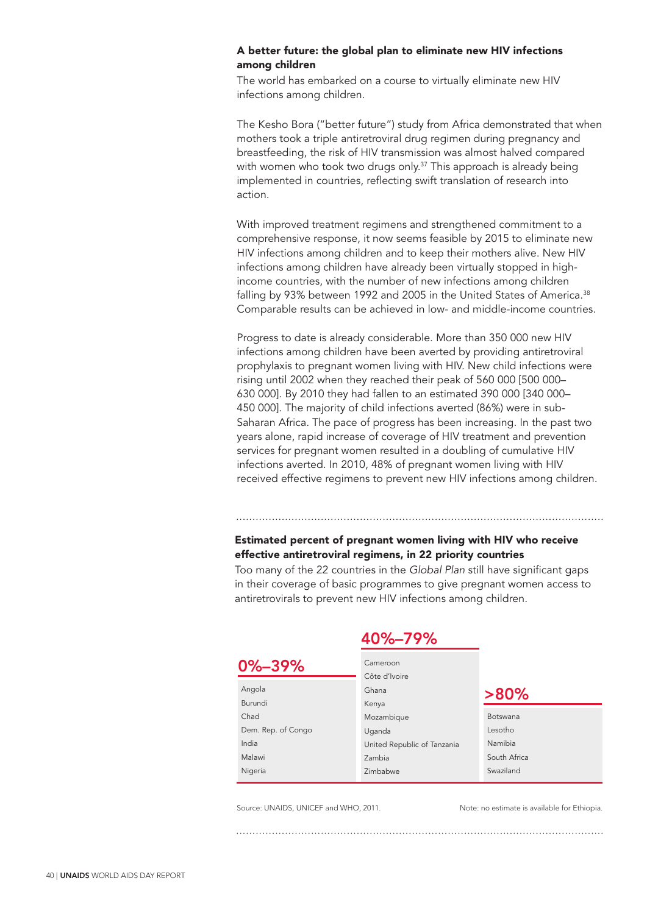### A better future: the global plan to eliminate new HIV infections among children

The world has embarked on a course to virtually eliminate new HIV infections among children.

The Kesho Bora ("better future") study from Africa demonstrated that when mothers took a triple antiretroviral drug regimen during pregnancy and breastfeeding, the risk of HIV transmission was almost halved compared with women who took two drugs only.[37] This approach is already being implemented in countries, reflecting swift translation of research into action.

With improved treatment regimens and strengthened commitment to a comprehensive response, it now seems feasible by 2015 to eliminate new HIV infections among children and to keep their mothers alive. New HIV infections among children have already been virtually stopped in high-income countries, with the number of new infections among children falling by 93% between 1992 and 2005 in the United States of America.[38] Comparable results can be achieved in low- and middle-income countries.

Progress to date is already considerable. More than 350 000 new HIV infections among children have been averted by providing antiretroviral prophylaxis to pregnant women living with HIV. New child infections were rising until 2002 when they reached their peak of 560 000 [500 000–630 000]. By 2010 they had fallen to an estimated 390 000 [340 000–450 000]. The majority of child infections averted (86%) were in sub-Saharan Africa. The pace of progress has been increasing. In the past two years alone, rapid increase of coverage of HIV treatment and prevention services for pregnant women resulted in a doubling of cumulative HIV infections averted. In 2010, 48% of pregnant women living with HIV received effective regimens to prevent new HIV infections among children.

### Estimated percent of pregnant women living with HIV who receive effective antiretroviral regimens, in 22 priority countries

Too many of the 22 countries in the *Global Plan* still have significant gaps in their coverage of basic programmes to give pregnant women access to antiretrovirals to prevent new HIV infections among children.

| 0%–39% | 40%–79% | >80% |
|---|---|---|
| Angola | Cameroon | Botswana |
| Burundi | Côte d'Ivoire | Lesotho |
| Chad | Ghana | Namibia |
| Dem. Rep. of Congo | Kenya | South Africa |
| India | Mozambique | Swaziland |
| Malawi | Uganda | |
| Nigeria | United Republic of Tanzania | |
| | Zambia | |
| | Zimbabwe | |

Source: UNAIDS, UNICEF and WHO, 2011.

Note: no estimate is available for Ethiopia.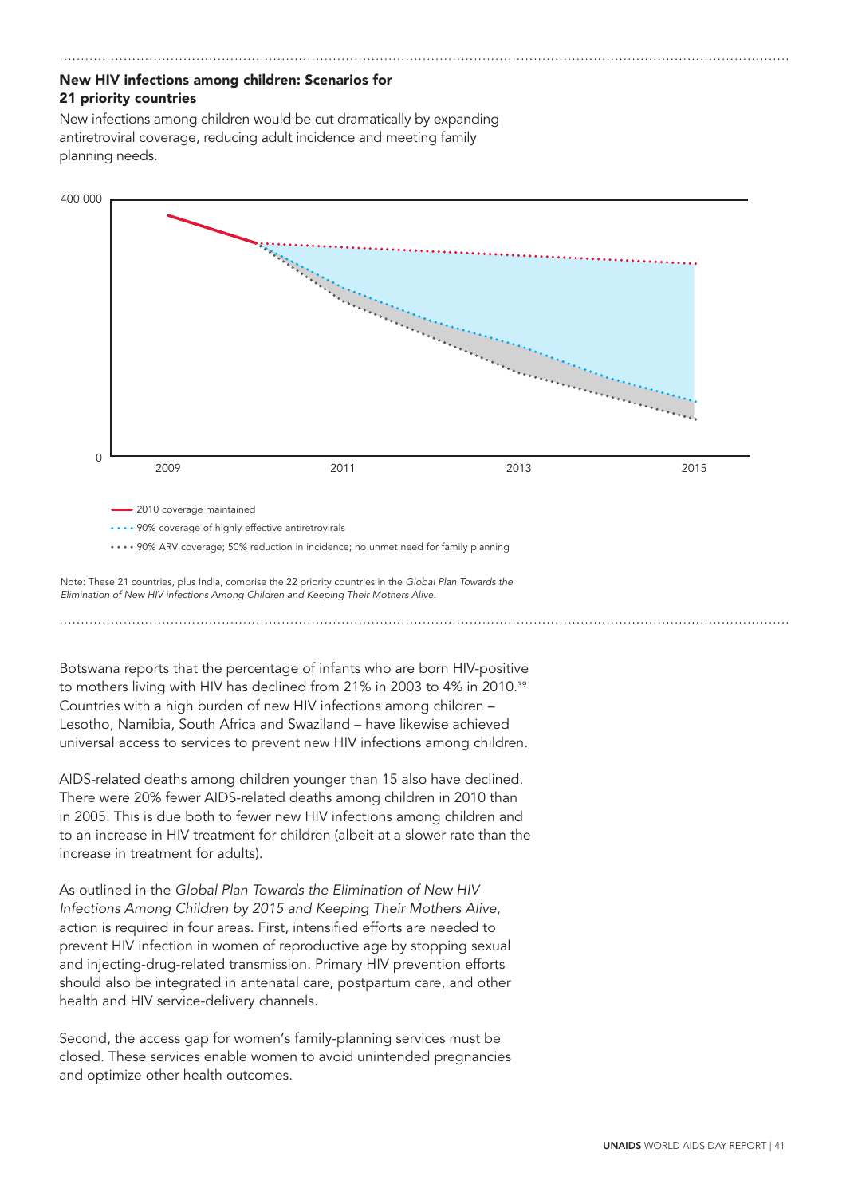**New HIV infections among children: Scenarios for 21 priority countries**

New infections among children would be cut dramatically by expanding antiretroviral coverage, reducing adult incidence and meeting family planning needs.

400 000

0

2009 2011 2013 2015

— 2010 coverage maintained

•••• 90% coverage of highly effective antiretrovirals

•••• 90% ARV coverage; 50% reduction in incidence; no unmet need for family planning

Note: These 21 countries, plus India, comprise the 22 priority countries in the *Global Plan Towards the Elimination of New HIV infections Among Children and Keeping Their Mothers Alive*.

Botswana reports that the percentage of infants who are born HIV-positive to mothers living with HIV has declined from 21% in 2003 to 4% in 2010.[39] Countries with a high burden of new HIV infections among children – Lesotho, Namibia, South Africa and Swaziland – have likewise achieved universal access to services to prevent new HIV infections among children.

AIDS-related deaths among children younger than 15 also have declined. There were 20% fewer AIDS-related deaths among children in 2010 than in 2005. This is due both to fewer new HIV infections among children and to an increase in HIV treatment for children (albeit at a slower rate than the increase in treatment for adults).

As outlined in the *Global Plan Towards the Elimination of New HIV Infections Among Children by 2015 and Keeping Their Mothers Alive*, action is required in four areas. First, intensified efforts are needed to prevent HIV infection in women of reproductive age by stopping sexual and injecting-drug-related transmission. Primary HIV prevention efforts should also be integrated in antenatal care, postpartum care, and other health and HIV service-delivery channels.

Second, the access gap for women's family-planning services must be closed. These services enable women to avoid unintended pregnancies and optimize other health outcomes.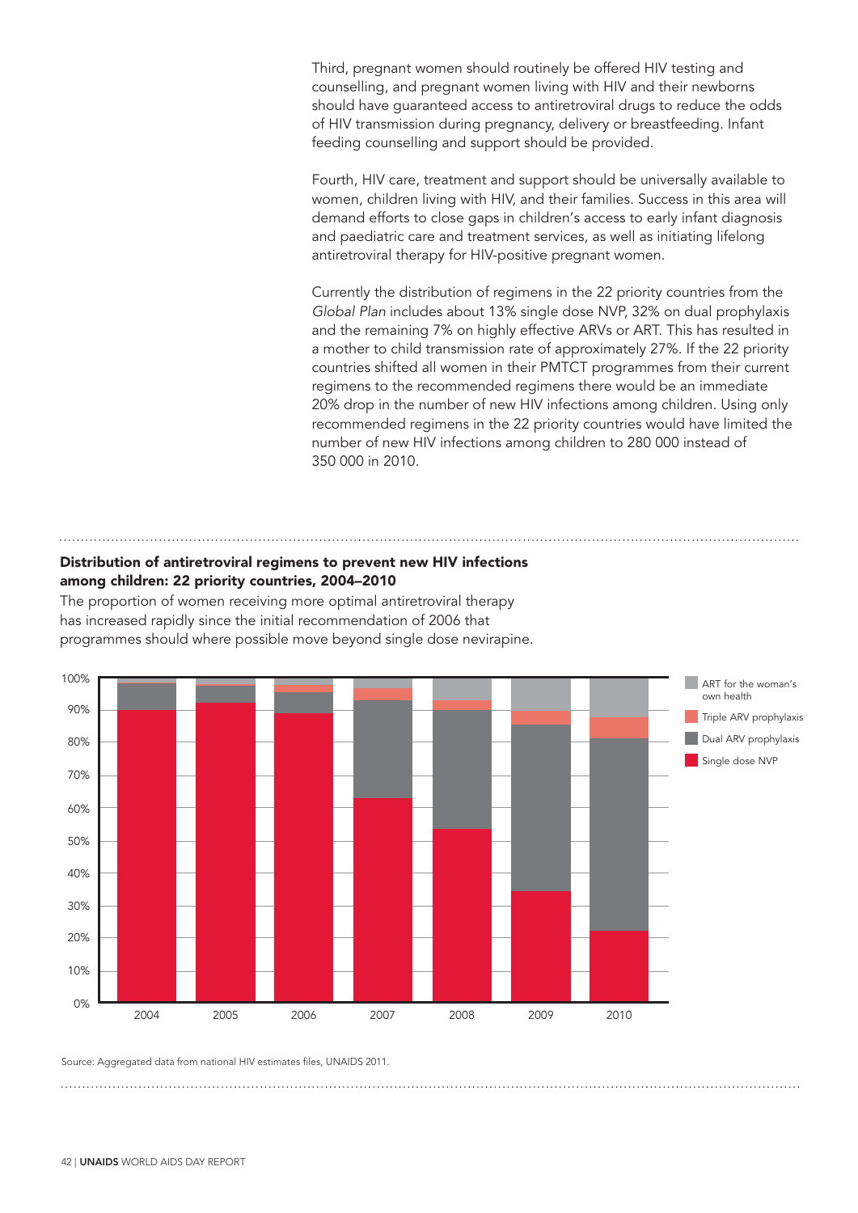Third, pregnant women should routinely be offered HIV testing and counselling, and pregnant women living with HIV and their newborns should have guaranteed access to antiretroviral drugs to reduce the odds of HIV transmission during pregnancy, delivery or breastfeeding. Infant feeding counselling and support should be provided.

Fourth, HIV care, treatment and support should be universally available to women, children living with HIV, and their families. Success in this area will demand efforts to close gaps in children's access to early infant diagnosis and paediatric care and treatment services, as well as initiating lifelong antiretroviral therapy for HIV-positive pregnant women.

Currently the distribution of regimens in the 22 priority countries from the *Global Plan* includes about 13% single dose NVP, 32% on dual prophylaxis and the remaining 7% on highly effective ARVs or ART. This has resulted in a mother to child transmission rate of approximately 27%. If the 22 priority countries shifted all women in their PMTCT programmes from their current regimens to the recommended regimens there would be an immediate 20% drop in the number of new HIV infections among children. Using only recommended regimens in the 22 priority countries would have limited the number of new HIV infections among children to 280 000 instead of 350 000 in 2010.

**Distribution of antiretroviral regimens to prevent new HIV infections among children: 22 priority countries, 2004–2010**

The proportion of women receiving more optimal antiretroviral therapy has increased rapidly since the initial recommendation of 2006 that programmes should where possible move beyond single dose nevirapine.

Legend: ART for the woman's own health; Triple ARV prophylaxis; Dual ARV prophylaxis; Single dose NVP

Source: Aggregated data from national HIV estimates files, UNAIDS 2011.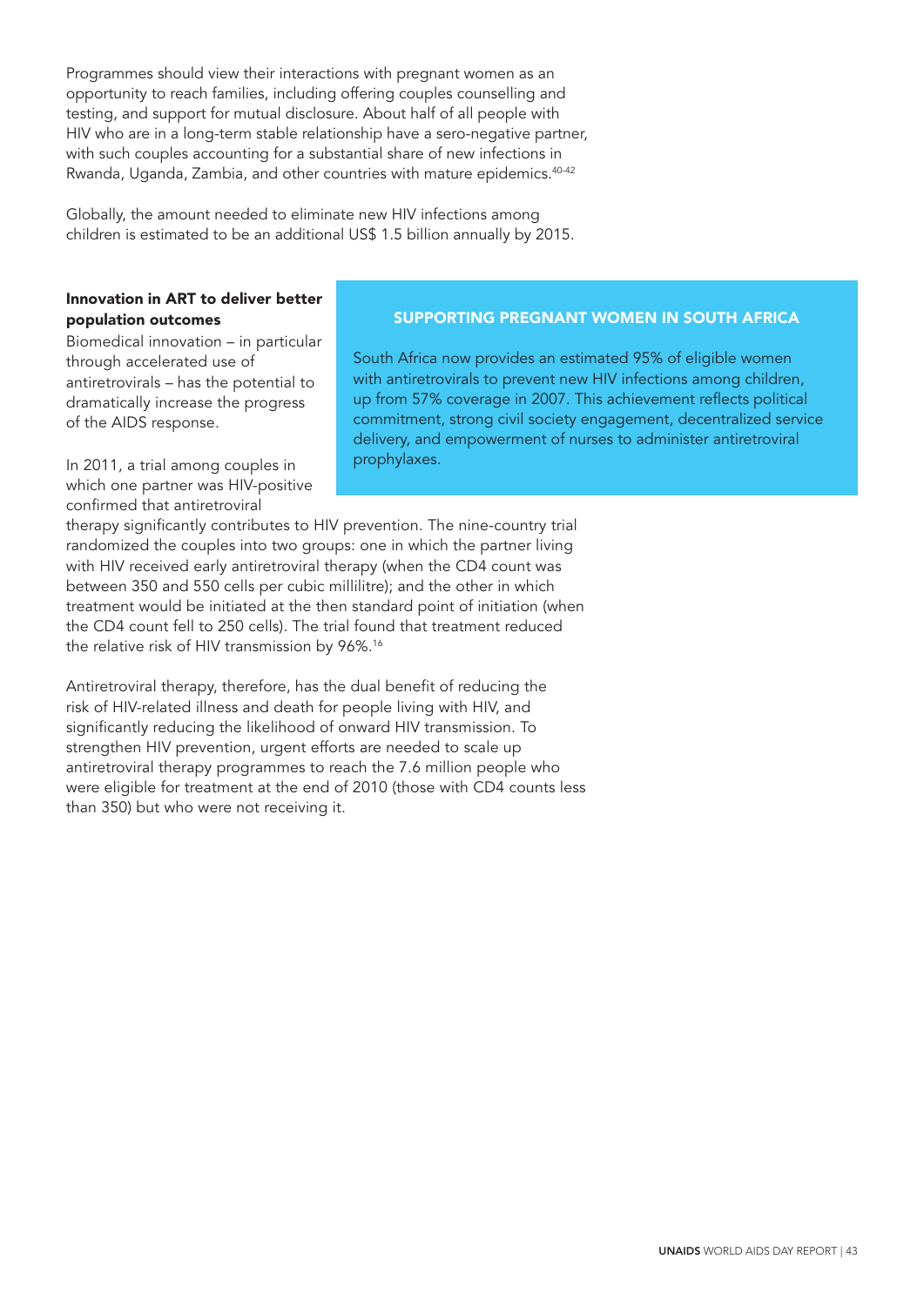Programmes should view their interactions with pregnant women as an opportunity to reach families, including offering couples counselling and testing, and support for mutual disclosure. About half of all people with HIV who are in a long-term stable relationship have a sero-negative partner, with such couples accounting for a substantial share of new infections in Rwanda, Uganda, Zambia, and other countries with mature epidemics.[40-42]

Globally, the amount needed to eliminate new HIV infections among children is estimated to be an additional US$ 1.5 billion annually by 2015.

### Innovation in ART to deliver better population outcomes

Biomedical innovation – in particular through accelerated use of antiretrovirals – has the potential to dramatically increase the progress of the AIDS response.

In 2011, a trial among couples in which one partner was HIV-positive confirmed that antiretroviral therapy significantly contributes to HIV prevention. The nine-country trial randomized the couples into two groups: one in which the partner living with HIV received early antiretroviral therapy (when the CD4 count was between 350 and 550 cells per cubic millilitre); and the other in which treatment would be initiated at the then standard point of initiation (when the CD4 count fell to 250 cells). The trial found that treatment reduced the relative risk of HIV transmission by 96%.[16]

Antiretroviral therapy, therefore, has the dual benefit of reducing the risk of HIV-related illness and death for people living with HIV, and significantly reducing the likelihood of onward HIV transmission. To strengthen HIV prevention, urgent efforts are needed to scale up antiretroviral therapy programmes to reach the 7.6 million people who were eligible for treatment at the end of 2010 (those with CD4 counts less than 350) but who were not receiving it.

### SUPPORTING PREGNANT WOMEN IN SOUTH AFRICA

South Africa now provides an estimated 95% of eligible women with antiretrovirals to prevent new HIV infections among children, up from 57% coverage in 2007. This achievement reflects political commitment, strong civil society engagement, decentralized service delivery, and empowerment of nurses to administer antiretroviral prophylaxes.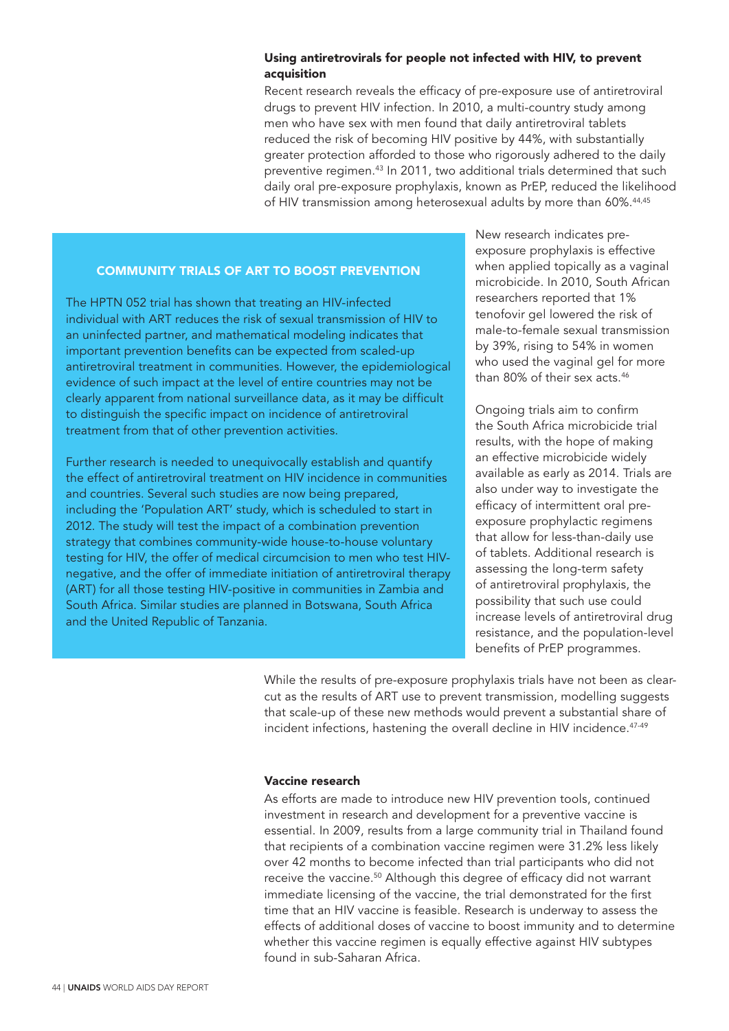**Using antiretrovirals for people not infected with HIV, to prevent acquisition**

Recent research reveals the efficacy of pre-exposure use of antiretroviral drugs to prevent HIV infection. In 2010, a multi-country study among men who have sex with men found that daily antiretroviral tablets reduced the risk of becoming HIV positive by 44%, with substantially greater protection afforded to those who rigorously adhered to the daily preventive regimen.[43] In 2011, two additional trials determined that such daily oral pre-exposure prophylaxis, known as PrEP, reduced the likelihood of HIV transmission among heterosexual adults by more than 60%.[44,45]

New research indicates pre-exposure prophylaxis is effective when applied topically as a vaginal microbicide. In 2010, South African researchers reported that 1% tenofovir gel lowered the risk of male-to-female sexual transmission by 39%, rising to 54% in women who used the vaginal gel for more than 80% of their sex acts.[46]

Ongoing trials aim to confirm the South Africa microbicide trial results, with the hope of making an effective microbicide widely available as early as 2014. Trials are also under way to investigate the efficacy of intermittent oral pre-exposure prophylactic regimens that allow for less-than-daily use of tablets. Additional research is assessing the long-term safety of antiretroviral prophylaxis, the possibility that such use could increase levels of antiretroviral drug resistance, and the population-level benefits of PrEP programmes.

**COMMUNITY TRIALS OF ART TO BOOST PREVENTION**

The HPTN 052 trial has shown that treating an HIV-infected individual with ART reduces the risk of sexual transmission of HIV to an uninfected partner, and mathematical modeling indicates that important prevention benefits can be expected from scaled-up antiretroviral treatment in communities. However, the epidemiological evidence of such impact at the level of entire countries may not be clearly apparent from national surveillance data, as it may be difficult to distinguish the specific impact on incidence of antiretroviral treatment from that of other prevention activities.

Further research is needed to unequivocally establish and quantify the effect of antiretroviral treatment on HIV incidence in communities and countries. Several such studies are now being prepared, including the 'Population ART' study, which is scheduled to start in 2012. The study will test the impact of a combination prevention strategy that combines community-wide house-to-house voluntary testing for HIV, the offer of medical circumcision to men who test HIV-negative, and the offer of immediate initiation of antiretroviral therapy (ART) for all those testing HIV-positive in communities in Zambia and South Africa. Similar studies are planned in Botswana, South Africa and the United Republic of Tanzania.

While the results of pre-exposure prophylaxis trials have not been as clear-cut as the results of ART use to prevent transmission, modelling suggests that scale-up of these new methods would prevent a substantial share of incident infections, hastening the overall decline in HIV incidence.[47-49]

**Vaccine research**

As efforts are made to introduce new HIV prevention tools, continued investment in research and development for a preventive vaccine is essential. In 2009, results from a large community trial in Thailand found that recipients of a combination vaccine regimen were 31.2% less likely over 42 months to become infected than trial participants who did not receive the vaccine.[50] Although this degree of efficacy did not warrant immediate licensing of the vaccine, the trial demonstrated for the first time that an HIV vaccine is feasible. Research is underway to assess the effects of additional doses of vaccine to boost immunity and to determine whether this vaccine regimen is equally effective against HIV subtypes found in sub-Saharan Africa.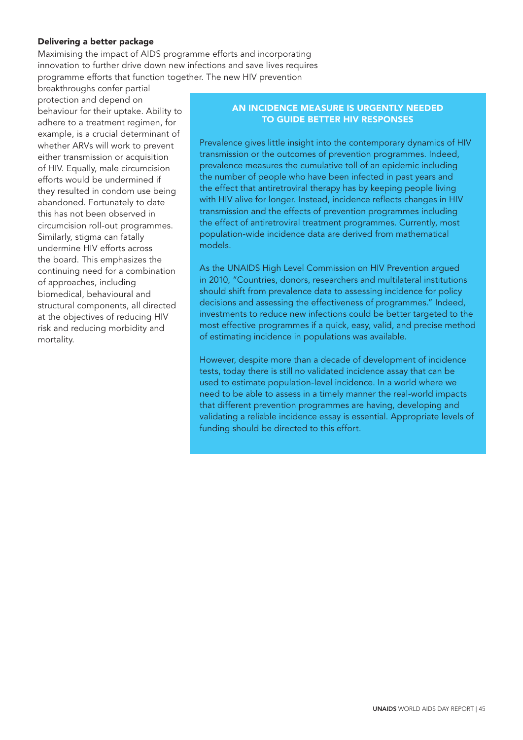### Delivering a better package

Maximising the impact of AIDS programme efforts and incorporating innovation to further drive down new infections and save lives requires programme efforts that function together. The new HIV prevention breakthroughs confer partial protection and depend on behaviour for their uptake. Ability to adhere to a treatment regimen, for example, is a crucial determinant of whether ARVs will work to prevent either transmission or acquisition of HIV. Equally, male circumcision efforts would be undermined if they resulted in condom use being abandoned. Fortunately to date this has not been observed in circumcision roll-out programmes. Similarly, stigma can fatally undermine HIV efforts across the board. This emphasizes the continuing need for a combination of approaches, including biomedical, behavioural and structural components, all directed at the objectives of reducing HIV risk and reducing morbidity and mortality.

### AN INCIDENCE MEASURE IS URGENTLY NEEDED TO GUIDE BETTER HIV RESPONSES

Prevalence gives little insight into the contemporary dynamics of HIV transmission or the outcomes of prevention programmes. Indeed, prevalence measures the cumulative toll of an epidemic including the number of people who have been infected in past years and the effect that antiretroviral therapy has by keeping people living with HIV alive for longer. Instead, incidence reflects changes in HIV transmission and the effects of prevention programmes including the effect of antiretroviral treatment programmes. Currently, most population-wide incidence data are derived from mathematical models.

As the UNAIDS High Level Commission on HIV Prevention argued in 2010, "Countries, donors, researchers and multilateral institutions should shift from prevalence data to assessing incidence for policy decisions and assessing the effectiveness of programmes." Indeed, investments to reduce new infections could be better targeted to the most effective programmes if a quick, easy, valid, and precise method of estimating incidence in populations was available.

However, despite more than a decade of development of incidence tests, today there is still no validated incidence assay that can be used to estimate population-level incidence. In a world where we need to be able to assess in a timely manner the real-world impacts that different prevention programmes are having, developing and validating a reliable incidence essay is essential. Appropriate levels of funding should be directed to this effort.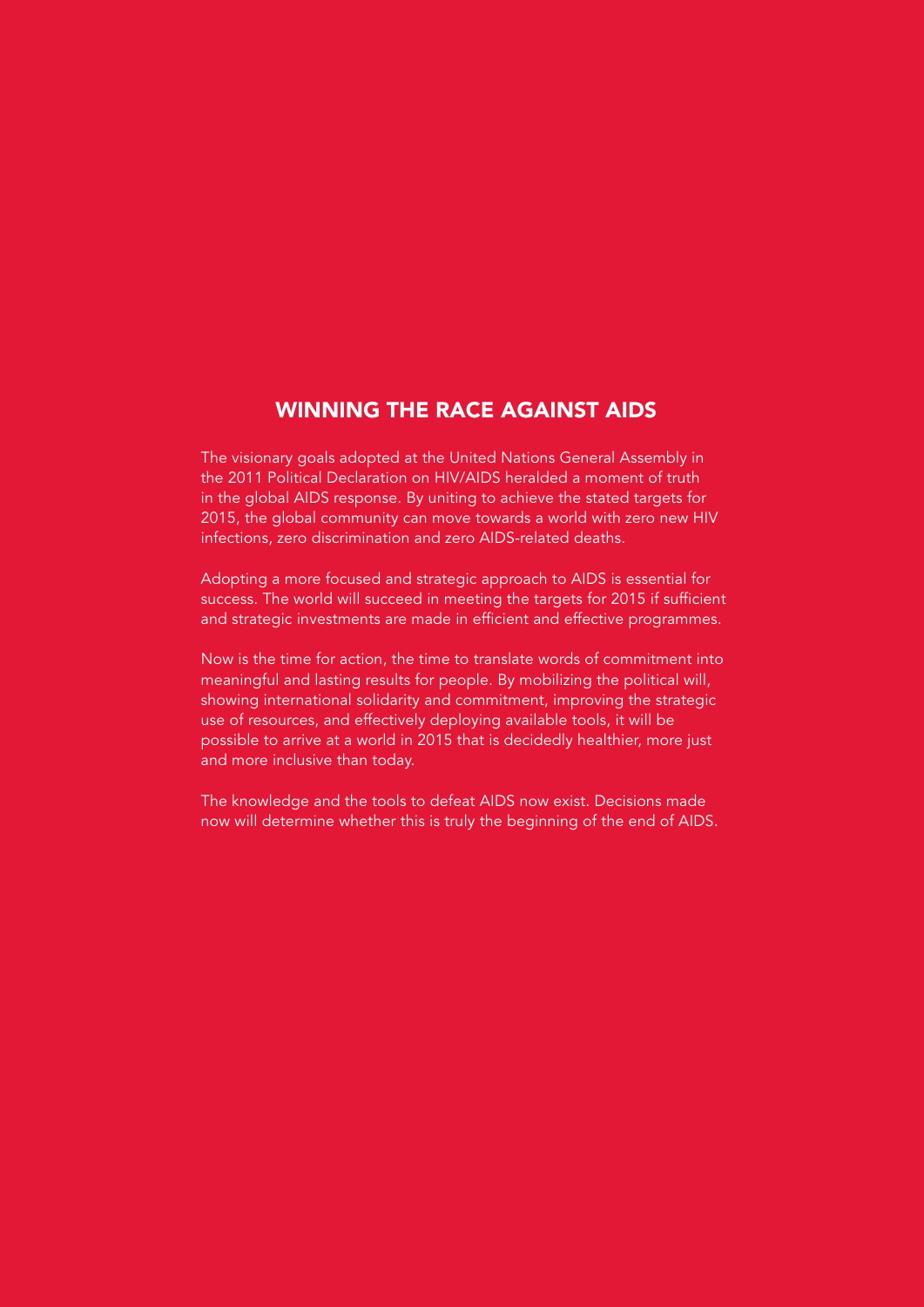## WINNING THE RACE AGAINST AIDS

The visionary goals adopted at the United Nations General Assembly in the 2011 Political Declaration on HIV/AIDS heralded a moment of truth in the global AIDS response. By uniting to achieve the stated targets for 2015, the global community can move towards a world with zero new HIV infections, zero discrimination and zero AIDS-related deaths.

Adopting a more focused and strategic approach to AIDS is essential for success. The world will succeed in meeting the targets for 2015 if sufficient and strategic investments are made in efficient and effective programmes.

Now is the time for action, the time to translate words of commitment into meaningful and lasting results for people. By mobilizing the political will, showing international solidarity and commitment, improving the strategic use of resources, and effectively deploying available tools, it will be possible to arrive at a world in 2015 that is decidedly healthier, more just and more inclusive than today.

The knowledge and the tools to defeat AIDS now exist. Decisions made now will determine whether this is truly the beginning of the end of AIDS.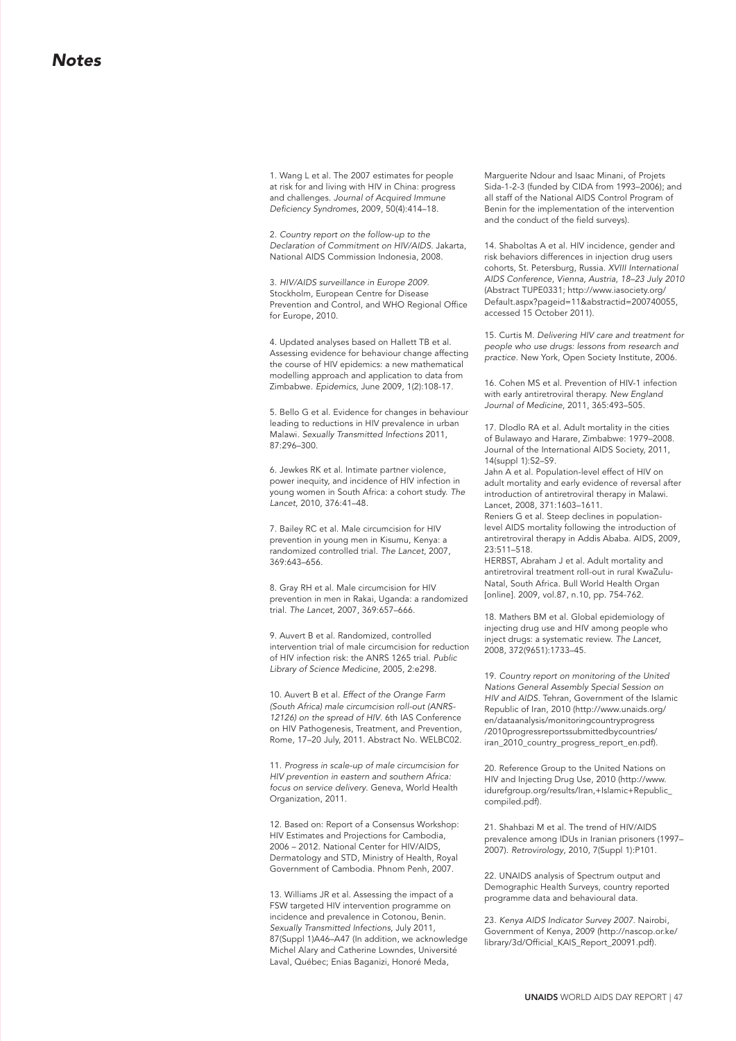# *Notes*

1. Wang L et al. The 2007 estimates for people at risk for and living with HIV in China: progress and challenges. *Journal of Acquired Immune Deficiency Syndromes*, 2009, 50(4):414–18.

2. *Country report on the follow-up to the Declaration of Commitment on HIV/AIDS*. Jakarta, National AIDS Commission Indonesia, 2008.

3. *HIV/AIDS surveillance in Europe 2009.* Stockholm, European Centre for Disease Prevention and Control, and WHO Regional Office for Europe, 2010.

4. Updated analyses based on Hallett TB et al. Assessing evidence for behaviour change affecting the course of HIV epidemics: a new mathematical modelling approach and application to data from Zimbabwe. *Epidemics*, June 2009, 1(2):108-17.

5. Bello G et al. Evidence for changes in behaviour leading to reductions in HIV prevalence in urban Malawi. *Sexually Transmitted Infections* 2011, 87:296–300.

6. Jewkes RK et al. Intimate partner violence, power inequity, and incidence of HIV infection in young women in South Africa: a cohort study. *The Lancet*, 2010, 376:41–48.

7. Bailey RC et al. Male circumcision for HIV prevention in young men in Kisumu, Kenya: a randomized controlled trial. *The Lancet*, 2007, 369:643–656.

8. Gray RH et al. Male circumcision for HIV prevention in men in Rakai, Uganda: a randomized trial. *The Lancet*, 2007, 369:657–666.

9. Auvert B et al. Randomized, controlled intervention trial of male circumcision for reduction of HIV infection risk: the ANRS 1265 trial. *Public Library of Science Medicine*, 2005, 2:e298.

10. Auvert B et al. *Effect of the Orange Farm (South Africa) male circumcision roll-out (ANRS-12126) on the spread of HIV*. 6th IAS Conference on HIV Pathogenesis, Treatment, and Prevention, Rome, 17–20 July, 2011. Abstract No. WELBC02.

11. *Progress in scale-up of male circumcision for HIV prevention in eastern and southern Africa: focus on service delivery*. Geneva, World Health Organization, 2011.

12. Based on: Report of a Consensus Workshop: HIV Estimates and Projections for Cambodia, 2006 – 2012. National Center for HIV/AIDS, Dermatology and STD, Ministry of Health, Royal Government of Cambodia. Phnom Penh, 2007.

13. Williams JR et al. Assessing the impact of a FSW targeted HIV intervention programme on incidence and prevalence in Cotonou, Benin. *Sexually Transmitted Infections*, July 2011, 87(Suppl 1)A46–A47 (In addition, we acknowledge Michel Alary and Catherine Lowndes, Université Laval, Québec; Enias Baganizi, Honoré Meda, Marguerite Ndour and Isaac Minani, of Projets Sida-1-2-3 (funded by CIDA from 1993–2006); and all staff of the National AIDS Control Program of Benin for the implementation of the intervention and the conduct of the field surveys).

14. Shaboltas A et al. HIV incidence, gender and risk behaviors differences in injection drug users cohorts, St. Petersburg, Russia. *XVIII International AIDS Conference, Vienna, Austria, 18–23 July 2010* (Abstract TUPE0331; http://www.iasociety.org/Default.aspx?pageid=11&abstractid=200740055, accessed 15 October 2011).

15. Curtis M. *Delivering HIV care and treatment for people who use drugs: lessons from research and practice*. New York, Open Society Institute, 2006.

16. Cohen MS et al. Prevention of HIV-1 infection with early antiretroviral therapy. *New England Journal of Medicine*, 2011, 365:493–505.

17. Dlodlo RA et al. Adult mortality in the cities of Bulawayo and Harare, Zimbabwe: 1979–2008. Journal of the International AIDS Society, 2011, 14(suppl 1):S2–S9.
Jahn A et al. Population-level effect of HIV on adult mortality and early evidence of reversal after introduction of antiretroviral therapy in Malawi. Lancet, 2008, 371:1603–1611.
Reniers G et al. Steep declines in population-level AIDS mortality following the introduction of antiretroviral therapy in Addis Ababa. AIDS, 2009, 23:511–518.
HERBST, Abraham J et al. Adult mortality and antiretroviral treatment roll-out in rural KwaZulu-Natal, South Africa. Bull World Health Organ [online]. 2009, vol.87, n.10, pp. 754-762.

18. Mathers BM et al. Global epidemiology of injecting drug use and HIV among people who inject drugs: a systematic review. *The Lancet*, 2008, 372(9651):1733–45.

19. *Country report on monitoring of the United Nations General Assembly Special Session on HIV and AIDS*. Tehran, Government of the Islamic Republic of Iran, 2010 (http://www.unaids.org/en/dataanalysis/monitoringcountryprogress/2010progressreportssubmittedbycountries/iran_2010_country_progress_report_en.pdf).

20. Reference Group to the United Nations on HIV and Injecting Drug Use, 2010 (http://www.idurefgroup.org/results/Iran,+Islamic+Republic_compiled.pdf).

21. Shahbazi M et al. The trend of HIV/AIDS prevalence among IDUs in Iranian prisoners (1997–2007). *Retrovirology*, 2010, 7(Suppl 1):P101.

22. UNAIDS analysis of Spectrum output and Demographic Health Surveys, country reported programme data and behavioural data.

23. *Kenya AIDS Indicator Survey 2007*. Nairobi, Government of Kenya, 2009 (http://nascop.or.ke/library/3d/Official_KAIS_Report_20091.pdf).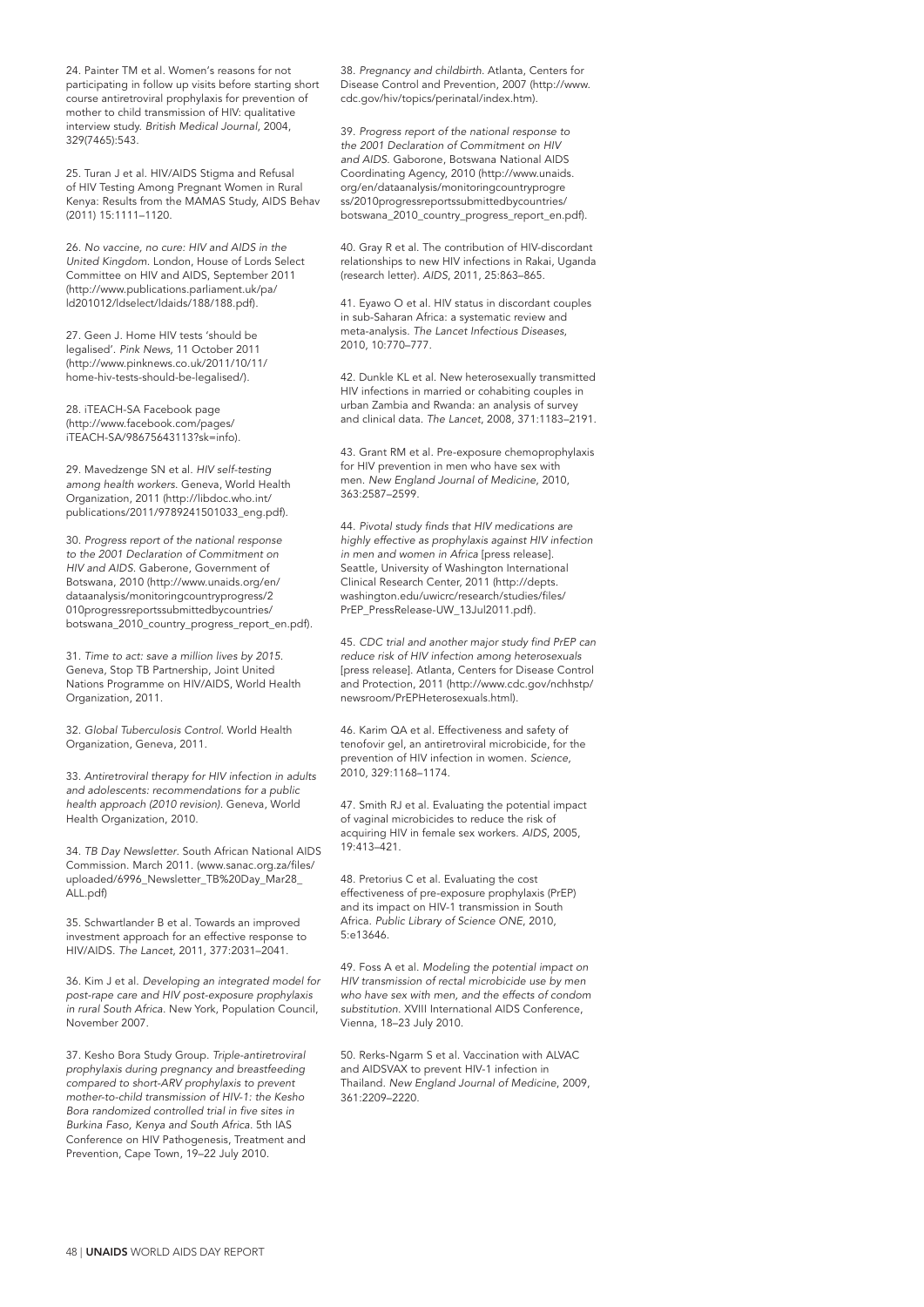24. Painter TM et al. Women's reasons for not participating in follow up visits before starting short course antiretroviral prophylaxis for prevention of mother to child transmission of HIV: qualitative interview study. *British Medical Journal*, 2004, 329(7465):543.

25. Turan J et al. HIV/AIDS Stigma and Refusal of HIV Testing Among Pregnant Women in Rural Kenya: Results from the MAMAS Study, AIDS Behav (2011) 15:1111–1120.

26. *No vaccine, no cure: HIV and AIDS in the United Kingdom.* London, House of Lords Select Committee on HIV and AIDS, September 2011 (http://www.publications.parliament.uk/pa/ld201012/ldselect/ldaids/188/188.pdf).

27. Geen J. Home HIV tests 'should be legalised'. *Pink News*, 11 October 2011 (http://www.pinknews.co.uk/2011/10/11/home-hiv-tests-should-be-legalised/).

28. iTEACH-SA Facebook page (http://www.facebook.com/pages/iTEACH-SA/98675643113?sk=info).

29. Mavedzenge SN et al. *HIV self-testing among health workers.* Geneva, World Health Organization, 2011 (http://libdoc.who.int/publications/2011/9789241501033_eng.pdf).

30. *Progress report of the national response to the 2001 Declaration of Commitment on HIV and AIDS.* Gaberone, Government of Botswana, 2010 (http://www.unaids.org/en/dataanalysis/monitoringcountryprogress/2010progressreportssubmittedbycountries/botswana_2010_country_progress_report_en.pdf).

31. *Time to act: save a million lives by 2015.* Geneva, Stop TB Partnership, Joint United Nations Programme on HIV/AIDS, World Health Organization, 2011.

32. *Global Tuberculosis Control.* World Health Organization, Geneva, 2011.

33. *Antiretroviral therapy for HIV infection in adults and adolescents: recommendations for a public health approach (2010 revision).* Geneva, World Health Organization, 2010.

34. *TB Day Newsletter.* South African National AIDS Commission. March 2011. (www.sanac.org.za/files/uploaded/6996_Newsletter_TB%20Day_Mar28_ALL.pdf)

35. Schwartlander B et al. Towards an improved investment approach for an effective response to HIV/AIDS. *The Lancet*, 2011, 377:2031–2041.

36. Kim J et al. *Developing an integrated model for post-rape care and HIV post-exposure prophylaxis in rural South Africa.* New York, Population Council, November 2007.

37. Kesho Bora Study Group. *Triple-antiretroviral prophylaxis during pregnancy and breastfeeding compared to short-ARV prophylaxis to prevent mother-to-child transmission of HIV-1: the Kesho Bora randomized controlled trial in five sites in Burkina Faso, Kenya and South Africa.* 5th IAS Conference on HIV Pathogenesis, Treatment and Prevention, Cape Town, 19–22 July 2010.

38. *Pregnancy and childbirth.* Atlanta, Centers for Disease Control and Prevention, 2007 (http://www.cdc.gov/hiv/topics/perinatal/index.htm).

39. *Progress report of the national response to the 2001 Declaration of Commitment on HIV and AIDS.* Gaborone, Botswana National AIDS Coordinating Agency, 2010 (http://www.unaids.org/en/dataanalysis/monitoringcountryprogress/2010progressreportssubmittedbycountries/botswana_2010_country_progress_report_en.pdf).

40. Gray R et al. The contribution of HIV-discordant relationships to new HIV infections in Rakai, Uganda (research letter). *AIDS*, 2011, 25:863–865.

41. Eyawo O et al. HIV status in discordant couples in sub-Saharan Africa: a systematic review and meta-analysis. *The Lancet Infectious Diseases*, 2010, 10:770–777.

42. Dunkle KL et al. New heterosexually transmitted HIV infections in married or cohabiting couples in urban Zambia and Rwanda: an analysis of survey and clinical data. *The Lancet*, 2008, 371:1183–2191.

43. Grant RM et al. Pre-exposure chemoprophylaxis for HIV prevention in men who have sex with men. *New England Journal of Medicine*, 2010, 363:2587–2599.

44. *Pivotal study finds that HIV medications are highly effective as prophylaxis against HIV infection in men and women in Africa* [press release]. Seattle, University of Washington International Clinical Research Center, 2011 (http://depts.washington.edu/uwicrc/research/studies/files/PrEP_PressRelease-UW_13Jul2011.pdf).

45. *CDC trial and another major study find PrEP can reduce risk of HIV infection among heterosexuals* [press release]. Atlanta, Centers for Disease Control and Protection, 2011 (http://www.cdc.gov/nchhstp/newsroom/PrEPHeterosexuals.html).

46. Karim QA et al. Effectiveness and safety of tenofovir gel, an antiretroviral microbicide, for the prevention of HIV infection in women. *Science*, 2010, 329:1168–1174.

47. Smith RJ et al. Evaluating the potential impact of vaginal microbicides to reduce the risk of acquiring HIV in female sex workers. *AIDS*, 2005, 19:413–421.

48. Pretorius C et al. Evaluating the cost effectiveness of pre-exposure prophylaxis (PrEP) and its impact on HIV-1 transmission in South Africa. *Public Library of Science ONE*, 2010, 5:e13646.

49. Foss A et al. *Modeling the potential impact on HIV transmission of rectal microbicide use by men who have sex with men, and the effects of condom substitution.* XVIII International AIDS Conference, Vienna, 18–23 July 2010.

50. Rerks-Ngarm S et al. Vaccination with ALVAC and AIDSVAX to prevent HIV-1 infection in Thailand. *New England Journal of Medicine*, 2009, 361:2209–2220.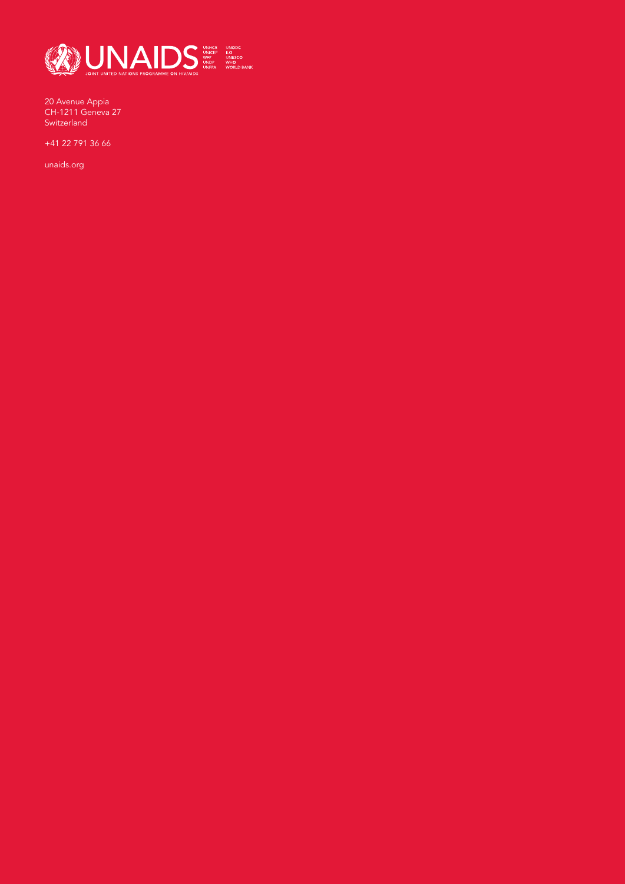UNAIDS
JOINT UNITED NATIONS PROGRAMME ON HIV/AIDS

UNHCR
UNICEF
WFP
UNDP
UNFPA

UNODC
ILO
UNESCO
WHO
WORLD BANK

20 Avenue Appia
CH-1211 Geneva 27
Switzerland

+41 22 791 36 66

unaids.org